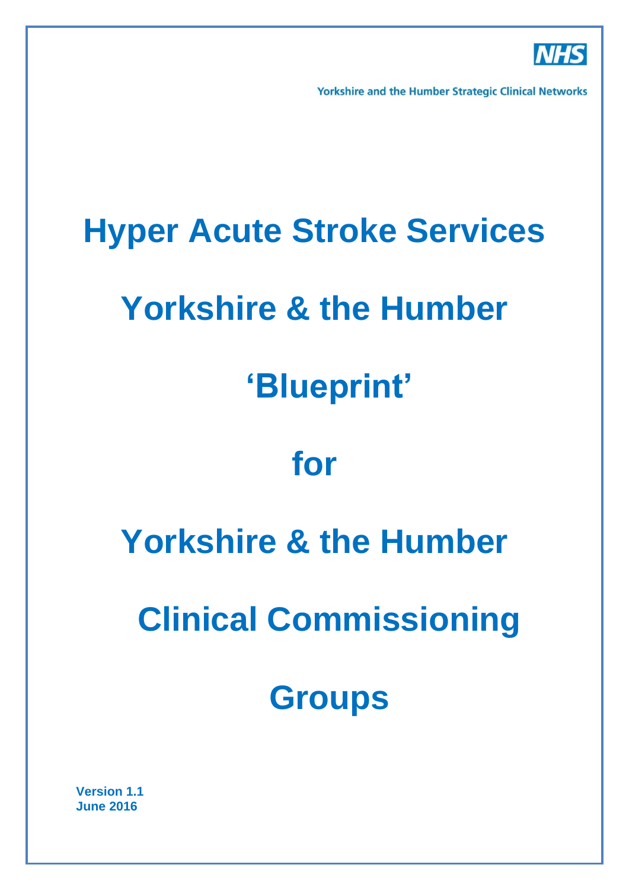NHS

Yorkshire and the Humber Strategic Clinical Networks

# Hyper Acute Stroke Services

# Yorkshire & the Humber

# 'Blueprint'

# for

# Yorkshire & the Humber

# Clinical Commissioning

# Groups

**Version 1.1**
**June 2016**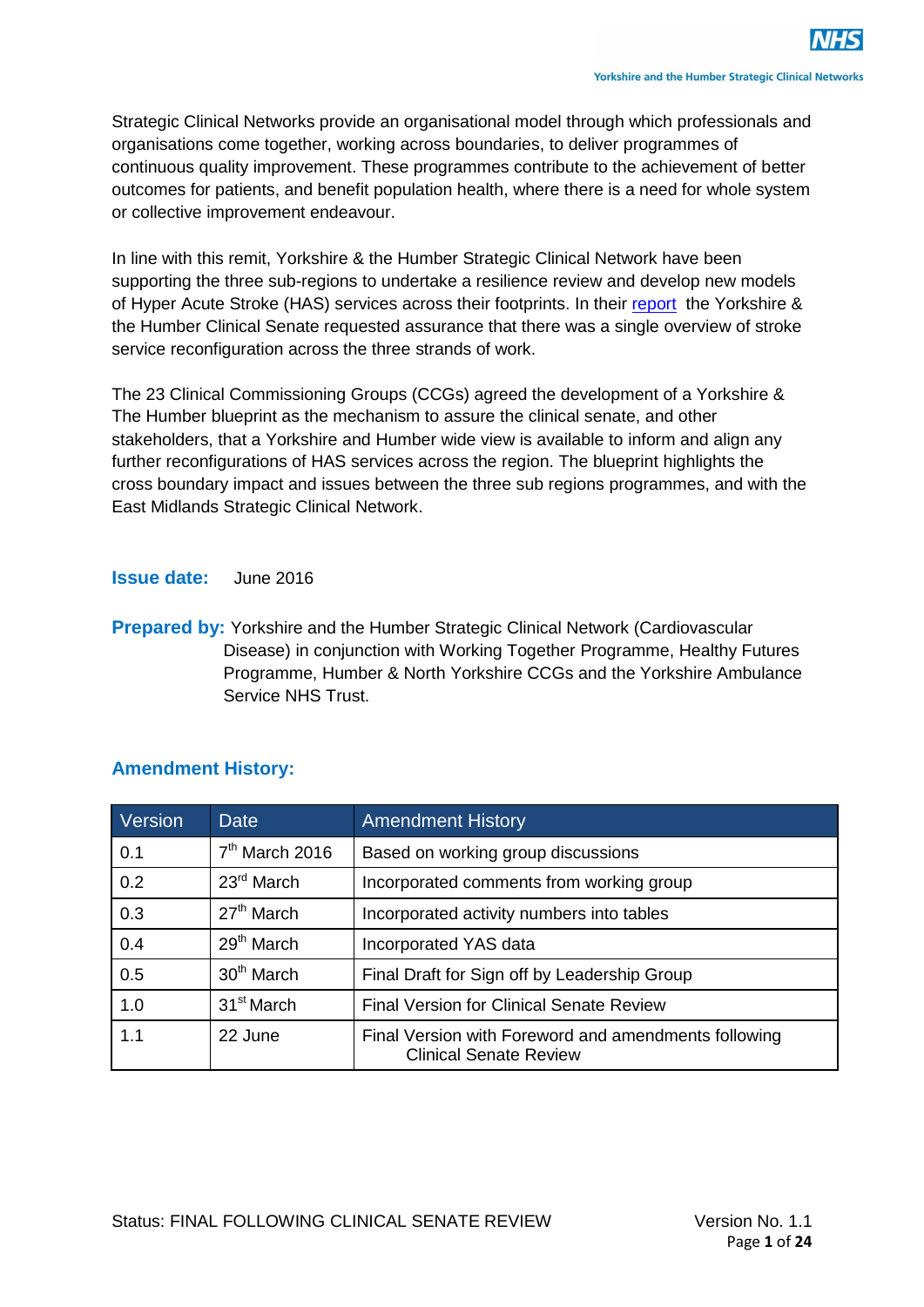Strategic Clinical Networks provide an organisational model through which professionals and organisations come together, working across boundaries, to deliver programmes of continuous quality improvement. These programmes contribute to the achievement of better outcomes for patients, and benefit population health, where there is a need for whole system or collective improvement endeavour.

In line with this remit, Yorkshire & the Humber Strategic Clinical Network have been supporting the three sub-regions to undertake a resilience review and develop new models of Hyper Acute Stroke (HAS) services across their footprints. In their report the Yorkshire & the Humber Clinical Senate requested assurance that there was a single overview of stroke service reconfiguration across the three strands of work.

The 23 Clinical Commissioning Groups (CCGs) agreed the development of a Yorkshire & The Humber blueprint as the mechanism to assure the clinical senate, and other stakeholders, that a Yorkshire and Humber wide view is available to inform and align any further reconfigurations of HAS services across the region. The blueprint highlights the cross boundary impact and issues between the three sub regions programmes, and with the East Midlands Strategic Clinical Network.

**Issue date:** June 2016

**Prepared by:** Yorkshire and the Humber Strategic Clinical Network (Cardiovascular Disease) in conjunction with Working Together Programme, Healthy Futures Programme, Humber & North Yorkshire CCGs and the Yorkshire Ambulance Service NHS Trust.

## Amendment History:

| Version | Date | Amendment History |
|---|---|---|
| 0.1 | 7th March 2016 | Based on working group discussions |
| 0.2 | 23rd March | Incorporated comments from working group |
| 0.3 | 27th March | Incorporated activity numbers into tables |
| 0.4 | 29th March | Incorporated YAS data |
| 0.5 | 30th March | Final Draft for Sign off by Leadership Group |
| 1.0 | 31st March | Final Version for Clinical Senate Review |
| 1.1 | 22 June | Final Version with Foreword and amendments following Clinical Senate Review |

Status: FINAL FOLLOWING CLINICAL SENATE REVIEW — Version No. 1.1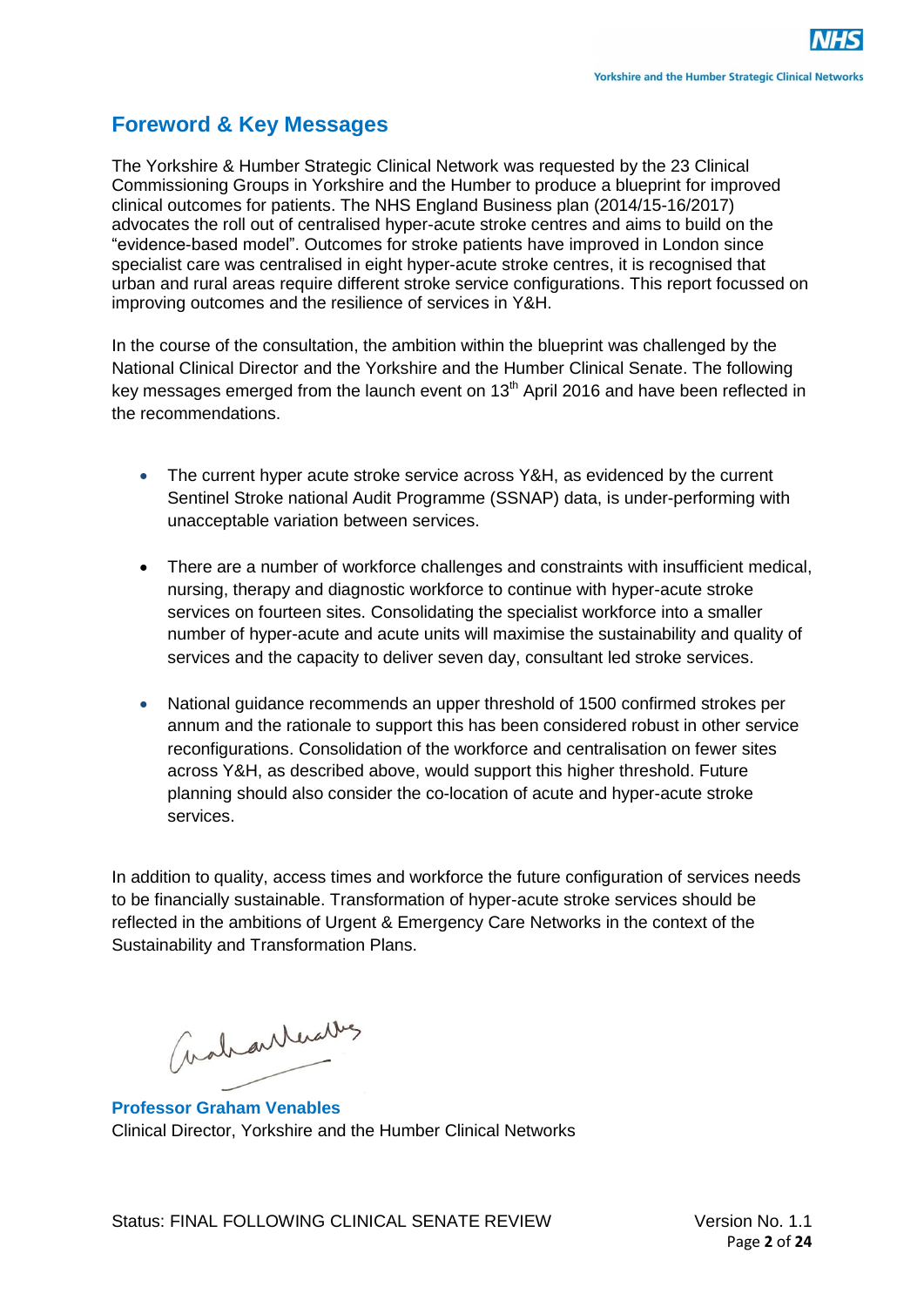## Foreword & Key Messages

The Yorkshire & Humber Strategic Clinical Network was requested by the 23 Clinical Commissioning Groups in Yorkshire and the Humber to produce a blueprint for improved clinical outcomes for patients. The NHS England Business plan (2014/15-16/2017) advocates the roll out of centralised hyper-acute stroke centres and aims to build on the "evidence-based model". Outcomes for stroke patients have improved in London since specialist care was centralised in eight hyper-acute stroke centres, it is recognised that urban and rural areas require different stroke service configurations. This report focussed on improving outcomes and the resilience of services in Y&H.

In the course of the consultation, the ambition within the blueprint was challenged by the National Clinical Director and the Yorkshire and the Humber Clinical Senate. The following key messages emerged from the launch event on 13th April 2016 and have been reflected in the recommendations.

- The current hyper acute stroke service across Y&H, as evidenced by the current Sentinel Stroke national Audit Programme (SSNAP) data, is under-performing with unacceptable variation between services.
- There are a number of workforce challenges and constraints with insufficient medical, nursing, therapy and diagnostic workforce to continue with hyper-acute stroke services on fourteen sites. Consolidating the specialist workforce into a smaller number of hyper-acute and acute units will maximise the sustainability and quality of services and the capacity to deliver seven day, consultant led stroke services.
- National guidance recommends an upper threshold of 1500 confirmed strokes per annum and the rationale to support this has been considered robust in other service reconfigurations. Consolidation of the workforce and centralisation on fewer sites across Y&H, as described above, would support this higher threshold. Future planning should also consider the co-location of acute and hyper-acute stroke services.

In addition to quality, access times and workforce the future configuration of services needs to be financially sustainable. Transformation of hyper-acute stroke services should be reflected in the ambitions of Urgent & Emergency Care Networks in the context of the Sustainability and Transformation Plans.

**Professor Graham Venables**
Clinical Director, Yorkshire and the Humber Clinical Networks

Status: FINAL FOLLOWING CLINICAL SENATE REVIEW Version No. 1.1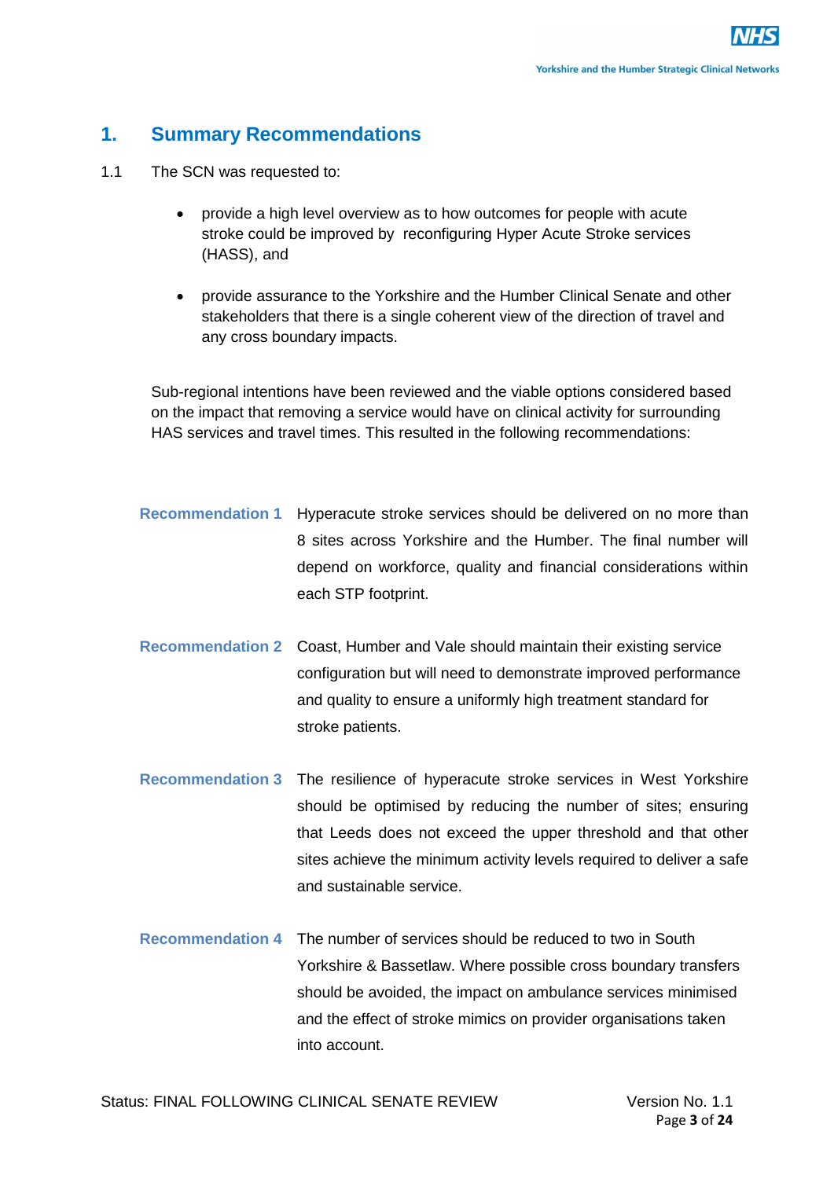## 1. Summary Recommendations

1.1 The SCN was requested to:

- provide a high level overview as to how outcomes for people with acute stroke could be improved by reconfiguring Hyper Acute Stroke services (HASS), and
- provide assurance to the Yorkshire and the Humber Clinical Senate and other stakeholders that there is a single coherent view of the direction of travel and any cross boundary impacts.

Sub-regional intentions have been reviewed and the viable options considered based on the impact that removing a service would have on clinical activity for surrounding HAS services and travel times. This resulted in the following recommendations:

**Recommendation 1** Hyperacute stroke services should be delivered on no more than 8 sites across Yorkshire and the Humber. The final number will depend on workforce, quality and financial considerations within each STP footprint.

**Recommendation 2** Coast, Humber and Vale should maintain their existing service configuration but will need to demonstrate improved performance and quality to ensure a uniformly high treatment standard for stroke patients.

**Recommendation 3** The resilience of hyperacute stroke services in West Yorkshire should be optimised by reducing the number of sites; ensuring that Leeds does not exceed the upper threshold and that other sites achieve the minimum activity levels required to deliver a safe and sustainable service.

**Recommendation 4** The number of services should be reduced to two in South Yorkshire & Bassetlaw. Where possible cross boundary transfers should be avoided, the impact on ambulance services minimised and the effect of stroke mimics on provider organisations taken into account.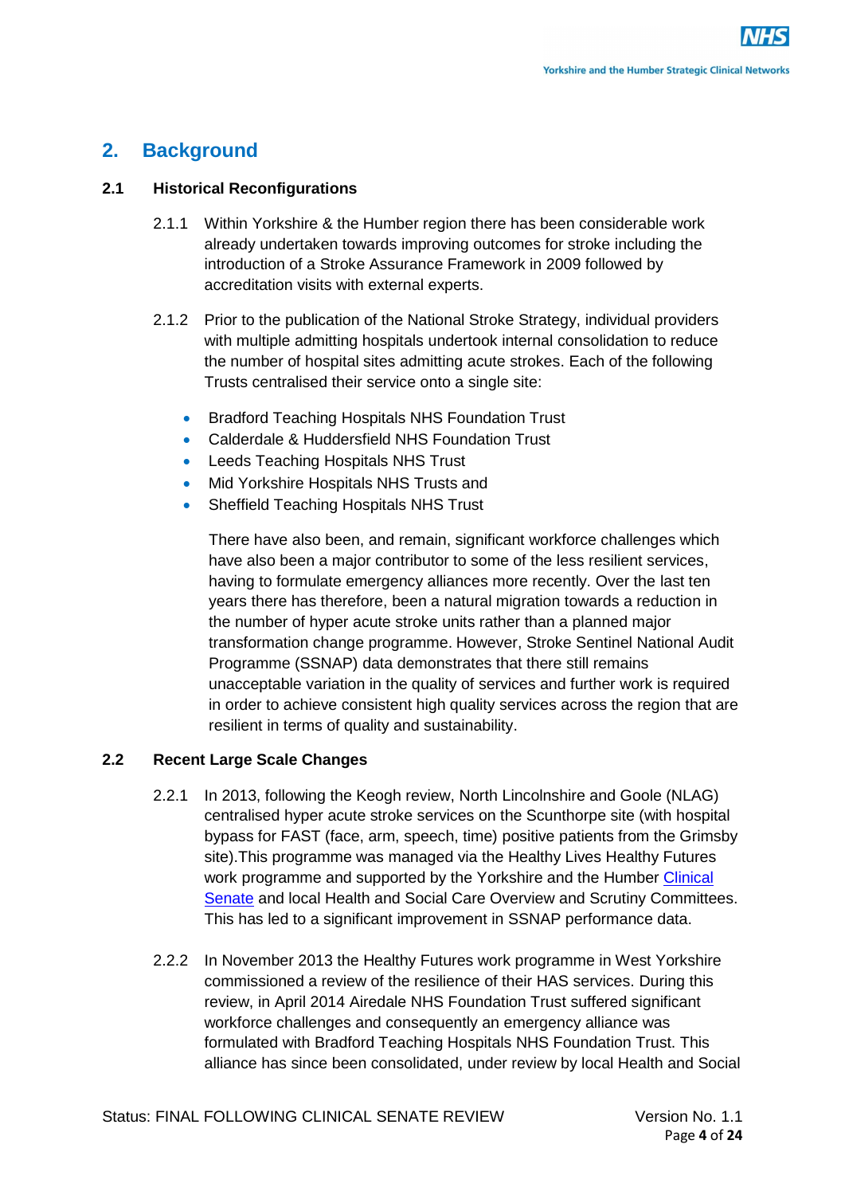## 2. Background

### 2.1 Historical Reconfigurations

2.1.1 Within Yorkshire & the Humber region there has been considerable work already undertaken towards improving outcomes for stroke including the introduction of a Stroke Assurance Framework in 2009 followed by accreditation visits with external experts.

2.1.2 Prior to the publication of the National Stroke Strategy, individual providers with multiple admitting hospitals undertook internal consolidation to reduce the number of hospital sites admitting acute strokes. Each of the following Trusts centralised their service onto a single site:

- Bradford Teaching Hospitals NHS Foundation Trust
- Calderdale & Huddersfield NHS Foundation Trust
- Leeds Teaching Hospitals NHS Trust
- Mid Yorkshire Hospitals NHS Trusts and
- Sheffield Teaching Hospitals NHS Trust

There have also been, and remain, significant workforce challenges which have also been a major contributor to some of the less resilient services, having to formulate emergency alliances more recently. Over the last ten years there has therefore, been a natural migration towards a reduction in the number of hyper acute stroke units rather than a planned major transformation change programme. However, Stroke Sentinel National Audit Programme (SSNAP) data demonstrates that there still remains unacceptable variation in the quality of services and further work is required in order to achieve consistent high quality services across the region that are resilient in terms of quality and sustainability.

### 2.2 Recent Large Scale Changes

2.2.1 In 2013, following the Keogh review, North Lincolnshire and Goole (NLAG) centralised hyper acute stroke services on the Scunthorpe site (with hospital bypass for FAST (face, arm, speech, time) positive patients from the Grimsby site).This programme was managed via the Healthy Lives Healthy Futures work programme and supported by the Yorkshire and the Humber Clinical Senate and local Health and Social Care Overview and Scrutiny Committees. This has led to a significant improvement in SSNAP performance data.

2.2.2 In November 2013 the Healthy Futures work programme in West Yorkshire commissioned a review of the resilience of their HAS services. During this review, in April 2014 Airedale NHS Foundation Trust suffered significant workforce challenges and consequently an emergency alliance was formulated with Bradford Teaching Hospitals NHS Foundation Trust. This alliance has since been consolidated, under review by local Health and Social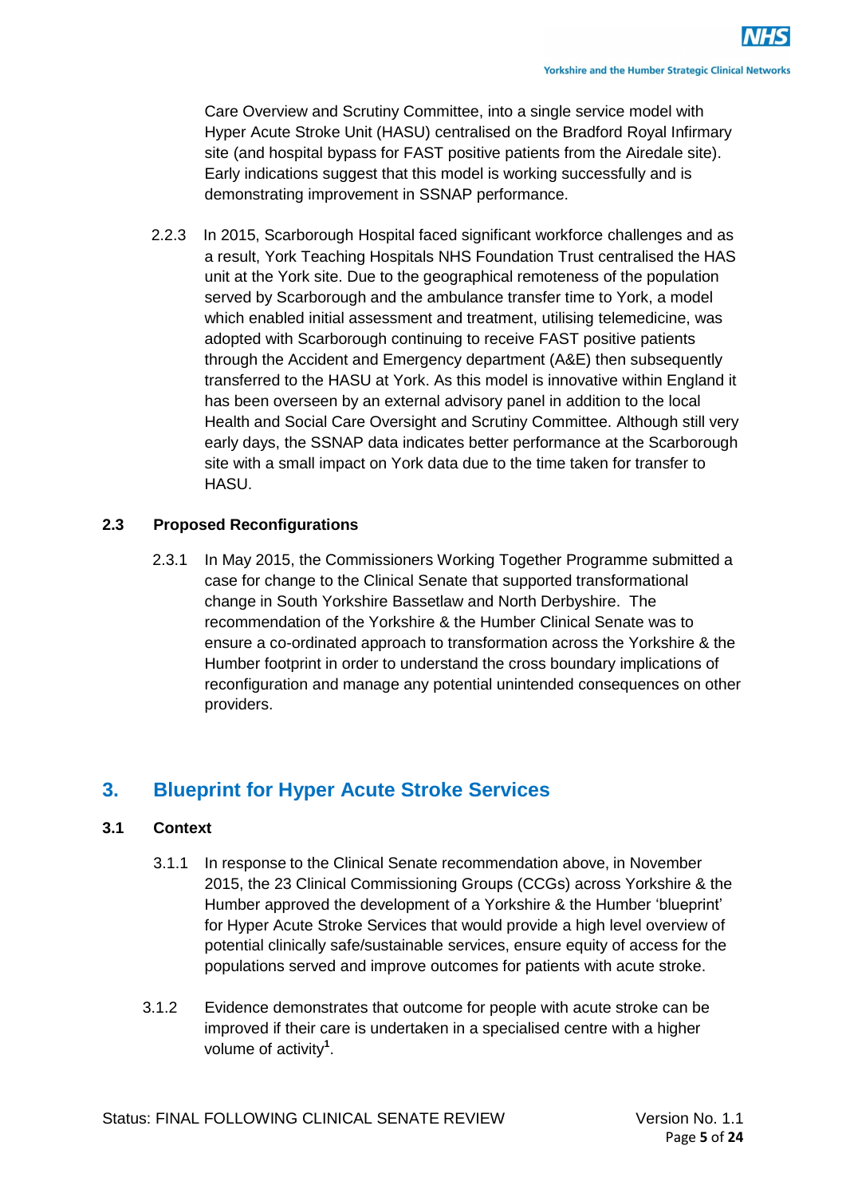Care Overview and Scrutiny Committee, into a single service model with Hyper Acute Stroke Unit (HASU) centralised on the Bradford Royal Infirmary site (and hospital bypass for FAST positive patients from the Airedale site). Early indications suggest that this model is working successfully and is demonstrating improvement in SSNAP performance.

2.2.3 In 2015, Scarborough Hospital faced significant workforce challenges and as a result, York Teaching Hospitals NHS Foundation Trust centralised the HAS unit at the York site. Due to the geographical remoteness of the population served by Scarborough and the ambulance transfer time to York, a model which enabled initial assessment and treatment, utilising telemedicine, was adopted with Scarborough continuing to receive FAST positive patients through the Accident and Emergency department (A&E) then subsequently transferred to the HASU at York. As this model is innovative within England it has been overseen by an external advisory panel in addition to the local Health and Social Care Oversight and Scrutiny Committee. Although still very early days, the SSNAP data indicates better performance at the Scarborough site with a small impact on York data due to the time taken for transfer to HASU.

### 2.3 Proposed Reconfigurations

2.3.1 In May 2015, the Commissioners Working Together Programme submitted a case for change to the Clinical Senate that supported transformational change in South Yorkshire Bassetlaw and North Derbyshire. The recommendation of the Yorkshire & the Humber Clinical Senate was to ensure a co-ordinated approach to transformation across the Yorkshire & the Humber footprint in order to understand the cross boundary implications of reconfiguration and manage any potential unintended consequences on other providers.

## 3. Blueprint for Hyper Acute Stroke Services

### 3.1 Context

3.1.1 In response to the Clinical Senate recommendation above, in November 2015, the 23 Clinical Commissioning Groups (CCGs) across Yorkshire & the Humber approved the development of a Yorkshire & the Humber 'blueprint' for Hyper Acute Stroke Services that would provide a high level overview of potential clinically safe/sustainable services, ensure equity of access for the populations served and improve outcomes for patients with acute stroke.

3.1.2 Evidence demonstrates that outcome for people with acute stroke can be improved if their care is undertaken in a specialised centre with a higher volume of activity[1].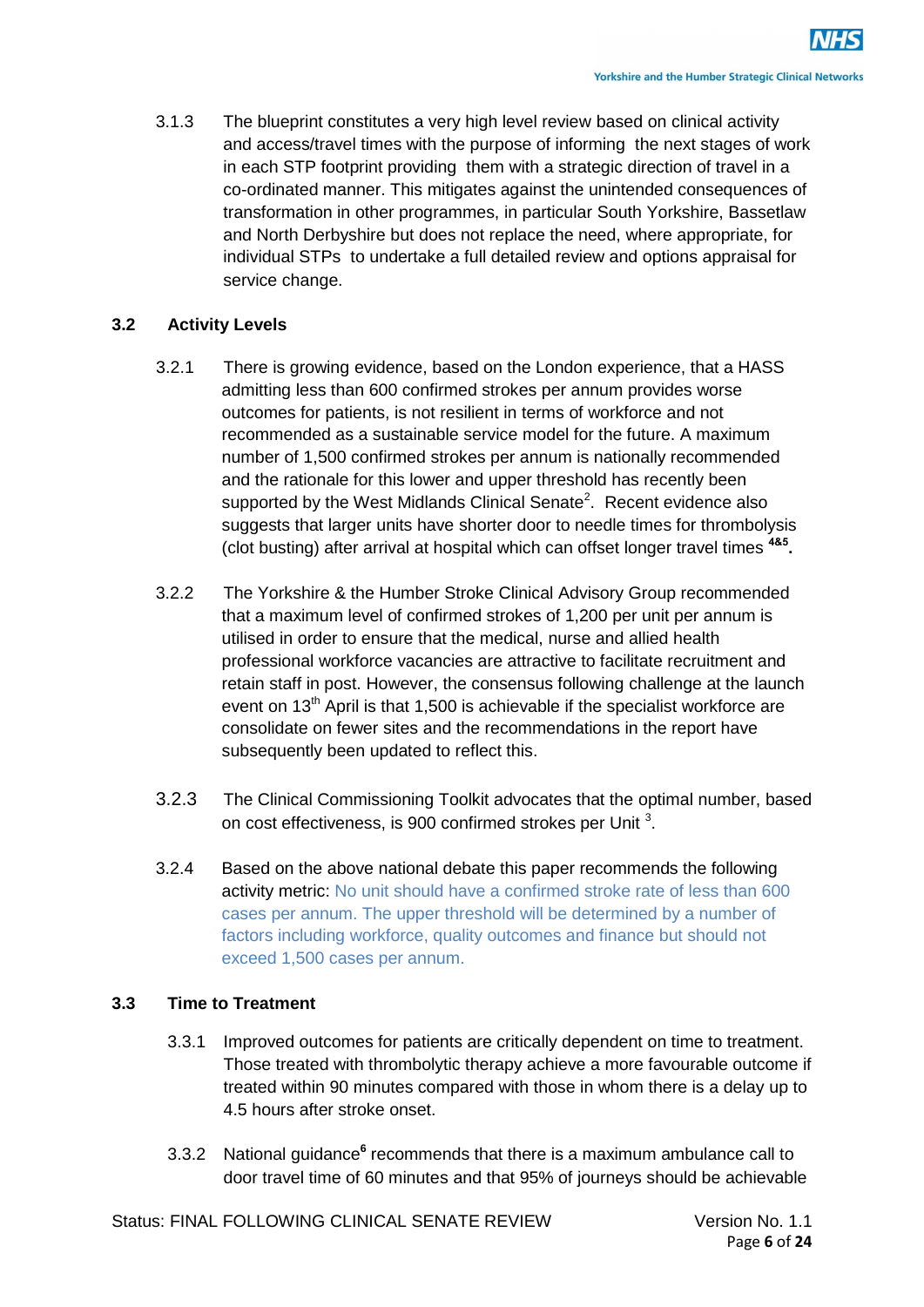3.1.3 The blueprint constitutes a very high level review based on clinical activity and access/travel times with the purpose of informing the next stages of work in each STP footprint providing them with a strategic direction of travel in a co-ordinated manner. This mitigates against the unintended consequences of transformation in other programmes, in particular South Yorkshire, Bassetlaw and North Derbyshire but does not replace the need, where appropriate, for individual STPs to undertake a full detailed review and options appraisal for service change.

## 3.2 Activity Levels

3.2.1 There is growing evidence, based on the London experience, that a HASS admitting less than 600 confirmed strokes per annum provides worse outcomes for patients, is not resilient in terms of workforce and not recommended as a sustainable service model for the future. A maximum number of 1,500 confirmed strokes per annum is nationally recommended and the rationale for this lower and upper threshold has recently been supported by the West Midlands Clinical Senate[2]. Recent evidence also suggests that larger units have shorter door to needle times for thrombolysis (clot busting) after arrival at hospital which can offset longer travel times [4&5].

3.2.2 The Yorkshire & the Humber Stroke Clinical Advisory Group recommended that a maximum level of confirmed strokes of 1,200 per unit per annum is utilised in order to ensure that the medical, nurse and allied health professional workforce vacancies are attractive to facilitate recruitment and retain staff in post. However, the consensus following challenge at the launch event on 13th April is that 1,500 is achievable if the specialist workforce are consolidate on fewer sites and the recommendations in the report have subsequently been updated to reflect this.

3.2.3 The Clinical Commissioning Toolkit advocates that the optimal number, based on cost effectiveness, is 900 confirmed strokes per Unit [3].

3.2.4 Based on the above national debate this paper recommends the following activity metric: No unit should have a confirmed stroke rate of less than 600 cases per annum. The upper threshold will be determined by a number of factors including workforce, quality outcomes and finance but should not exceed 1,500 cases per annum.

## 3.3 Time to Treatment

3.3.1 Improved outcomes for patients are critically dependent on time to treatment. Those treated with thrombolytic therapy achieve a more favourable outcome if treated within 90 minutes compared with those in whom there is a delay up to 4.5 hours after stroke onset.

3.3.2 National guidance[6] recommends that there is a maximum ambulance call to door travel time of 60 minutes and that 95% of journeys should be achievable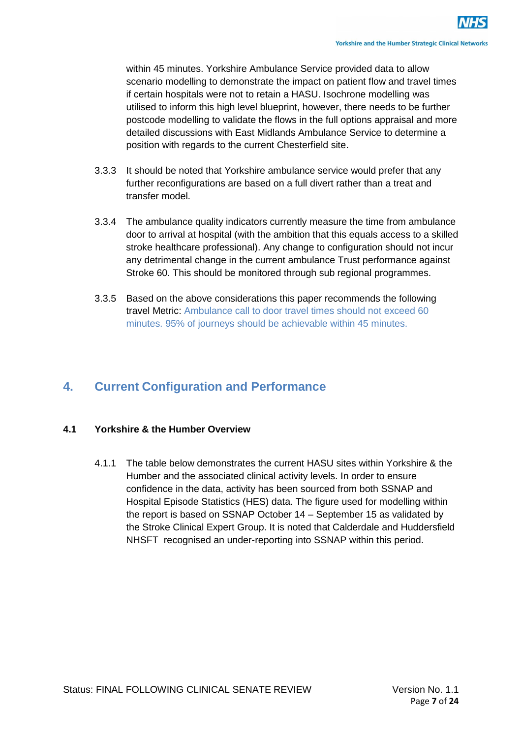within 45 minutes. Yorkshire Ambulance Service provided data to allow scenario modelling to demonstrate the impact on patient flow and travel times if certain hospitals were not to retain a HASU. Isochrone modelling was utilised to inform this high level blueprint, however, there needs to be further postcode modelling to validate the flows in the full options appraisal and more detailed discussions with East Midlands Ambulance Service to determine a position with regards to the current Chesterfield site.

3.3.3 It should be noted that Yorkshire ambulance service would prefer that any further reconfigurations are based on a full divert rather than a treat and transfer model.

3.3.4 The ambulance quality indicators currently measure the time from ambulance door to arrival at hospital (with the ambition that this equals access to a skilled stroke healthcare professional). Any change to configuration should not incur any detrimental change in the current ambulance Trust performance against Stroke 60. This should be monitored through sub regional programmes.

3.3.5 Based on the above considerations this paper recommends the following travel Metric: Ambulance call to door travel times should not exceed 60 minutes. 95% of journeys should be achievable within 45 minutes.

# 4. Current Configuration and Performance

## 4.1 Yorkshire & the Humber Overview

4.1.1 The table below demonstrates the current HASU sites within Yorkshire & the Humber and the associated clinical activity levels. In order to ensure confidence in the data, activity has been sourced from both SSNAP and Hospital Episode Statistics (HES) data. The figure used for modelling within the report is based on SSNAP October 14 – September 15 as validated by the Stroke Clinical Expert Group. It is noted that Calderdale and Huddersfield NHSFT recognised an under-reporting into SSNAP within this period.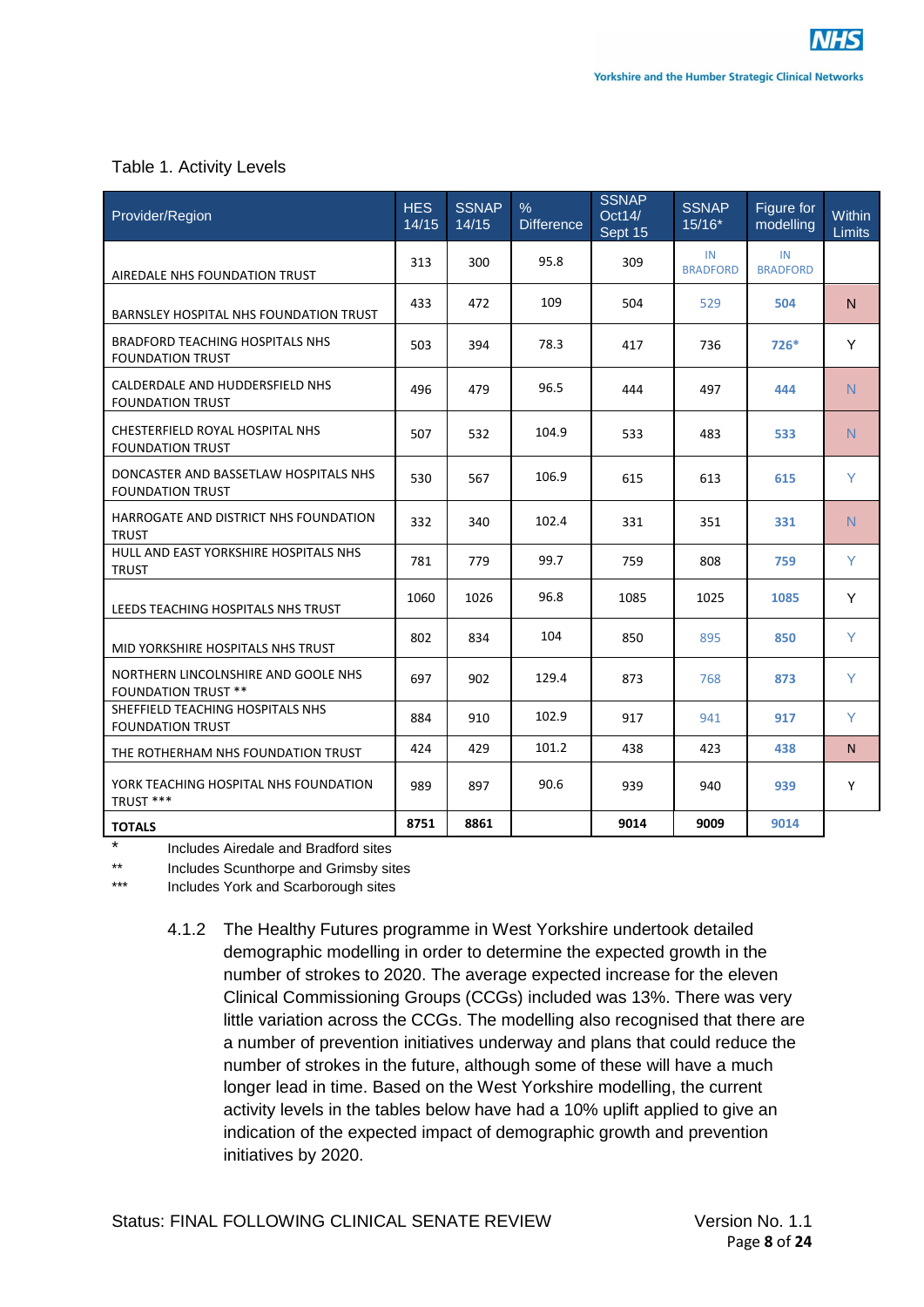Table 1. Activity Levels

| Provider/Region | HES 14/15 | SSNAP 14/15 | % Difference | SSNAP Oct14/ Sept 15 | SSNAP 15/16* | Figure for modelling | Within Limits |
|---|---|---|---|---|---|---|---|
| AIREDALE NHS FOUNDATION TRUST | 313 | 300 | 95.8 | 309 | IN BRADFORD | IN BRADFORD | |
| BARNSLEY HOSPITAL NHS FOUNDATION TRUST | 433 | 472 | 109 | 504 | 529 | **504** | N |
| BRADFORD TEACHING HOSPITALS NHS FOUNDATION TRUST | 503 | 394 | 78.3 | 417 | 736 | **726*** | Y |
| CALDERDALE AND HUDDERSFIELD NHS FOUNDATION TRUST | 496 | 479 | 96.5 | 444 | 497 | **444** | N |
| CHESTERFIELD ROYAL HOSPITAL NHS FOUNDATION TRUST | 507 | 532 | 104.9 | 533 | 483 | **533** | N |
| DONCASTER AND BASSETLAW HOSPITALS NHS FOUNDATION TRUST | 530 | 567 | 106.9 | 615 | 613 | **615** | Y |
| HARROGATE AND DISTRICT NHS FOUNDATION TRUST | 332 | 340 | 102.4 | 331 | 351 | **331** | N |
| HULL AND EAST YORKSHIRE HOSPITALS NHS TRUST | 781 | 779 | 99.7 | 759 | 808 | **759** | Y |
| LEEDS TEACHING HOSPITALS NHS TRUST | 1060 | 1026 | 96.8 | 1085 | 1025 | **1085** | Y |
| MID YORKSHIRE HOSPITALS NHS TRUST | 802 | 834 | 104 | 850 | 895 | **850** | Y |
| NORTHERN LINCOLNSHIRE AND GOOLE NHS FOUNDATION TRUST ** | 697 | 902 | 129.4 | 873 | 768 | **873** | Y |
| SHEFFIELD TEACHING HOSPITALS NHS FOUNDATION TRUST | 884 | 910 | 102.9 | 917 | 941 | **917** | Y |
| THE ROTHERHAM NHS FOUNDATION TRUST | 424 | 429 | 101.2 | 438 | 423 | **438** | N |
| YORK TEACHING HOSPITAL NHS FOUNDATION TRUST *** | 989 | 897 | 90.6 | 939 | 940 | **939** | Y |
| **TOTALS** | **8751** | **8861** | | **9014** | **9009** | **9014** | |

\* Includes Airedale and Bradford sites

** Includes Scunthorpe and Grimsby sites

*** Includes York and Scarborough sites

4.1.2 The Healthy Futures programme in West Yorkshire undertook detailed demographic modelling in order to determine the expected growth in the number of strokes to 2020. The average expected increase for the eleven Clinical Commissioning Groups (CCGs) included was 13%. There was very little variation across the CCGs. The modelling also recognised that there are a number of prevention initiatives underway and plans that could reduce the number of strokes in the future, although some of these will have a much longer lead in time. Based on the West Yorkshire modelling, the current activity levels in the tables below have had a 10% uplift applied to give an indication of the expected impact of demographic growth and prevention initiatives by 2020.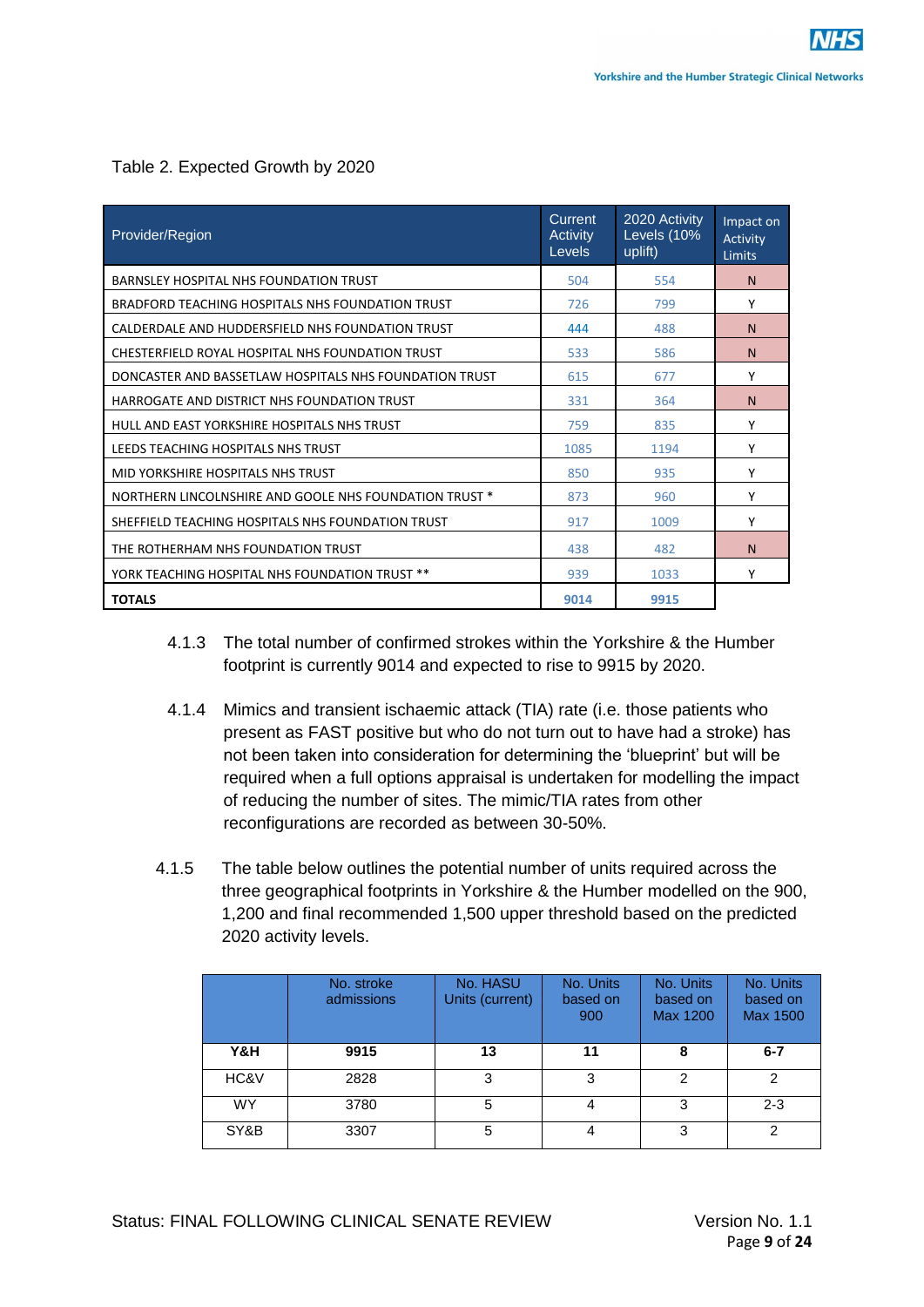Table 2. Expected Growth by 2020

| Provider/Region | Current Activity Levels | 2020 Activity Levels (10% uplift) | Impact on Activity Limits |
|---|---|---|---|
| BARNSLEY HOSPITAL NHS FOUNDATION TRUST | 504 | 554 | N |
| BRADFORD TEACHING HOSPITALS NHS FOUNDATION TRUST | 726 | 799 | Y |
| CALDERDALE AND HUDDERSFIELD NHS FOUNDATION TRUST | 444 | 488 | N |
| CHESTERFIELD ROYAL HOSPITAL NHS FOUNDATION TRUST | 533 | 586 | N |
| DONCASTER AND BASSETLAW HOSPITALS NHS FOUNDATION TRUST | 615 | 677 | Y |
| HARROGATE AND DISTRICT NHS FOUNDATION TRUST | 331 | 364 | N |
| HULL AND EAST YORKSHIRE HOSPITALS NHS TRUST | 759 | 835 | Y |
| LEEDS TEACHING HOSPITALS NHS TRUST | 1085 | 1194 | Y |
| MID YORKSHIRE HOSPITALS NHS TRUST | 850 | 935 | Y |
| NORTHERN LINCOLNSHIRE AND GOOLE NHS FOUNDATION TRUST * | 873 | 960 | Y |
| SHEFFIELD TEACHING HOSPITALS NHS FOUNDATION TRUST | 917 | 1009 | Y |
| THE ROTHERHAM NHS FOUNDATION TRUST | 438 | 482 | N |
| YORK TEACHING HOSPITAL NHS FOUNDATION TRUST ** | 939 | 1033 | Y |
| **TOTALS** | **9014** | **9915** | |

4.1.3 The total number of confirmed strokes within the Yorkshire & the Humber footprint is currently 9014 and expected to rise to 9915 by 2020.

4.1.4 Mimics and transient ischaemic attack (TIA) rate (i.e. those patients who present as FAST positive but who do not turn out to have had a stroke) has not been taken into consideration for determining the 'blueprint' but will be required when a full options appraisal is undertaken for modelling the impact of reducing the number of sites. The mimic/TIA rates from other reconfigurations are recorded as between 30-50%.

4.1.5 The table below outlines the potential number of units required across the three geographical footprints in Yorkshire & the Humber modelled on the 900, 1,200 and final recommended 1,500 upper threshold based on the predicted 2020 activity levels.

| | No. stroke admissions | No. HASU Units (current) | No. Units based on 900 | No. Units based on Max 1200 | No. Units based on Max 1500 |
|---|---|---|---|---|---|
| **Y&H** | **9915** | **13** | **11** | **8** | **6-7** |
| HC&V | 2828 | 3 | 3 | 2 | 2 |
| WY | 3780 | 5 | 4 | 3 | 2-3 |
| SY&B | 3307 | 5 | 4 | 3 | 2 |

Status: FINAL FOLLOWING CLINICAL SENATE REVIEW — Version No. 1.1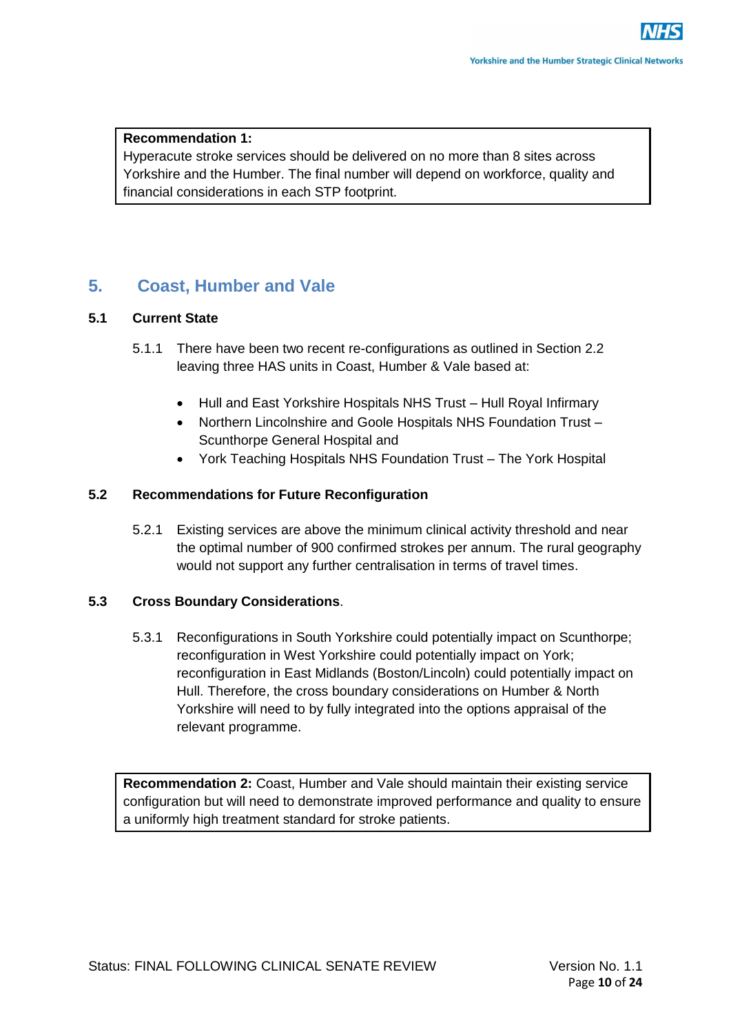**Recommendation 1:**
Hyperacute stroke services should be delivered on no more than 8 sites across Yorkshire and the Humber. The final number will depend on workforce, quality and financial considerations in each STP footprint.

## 5. Coast, Humber and Vale

### 5.1 Current State

5.1.1 There have been two recent re-configurations as outlined in Section 2.2 leaving three HAS units in Coast, Humber & Vale based at:

- Hull and East Yorkshire Hospitals NHS Trust – Hull Royal Infirmary
- Northern Lincolnshire and Goole Hospitals NHS Foundation Trust – Scunthorpe General Hospital and
- York Teaching Hospitals NHS Foundation Trust – The York Hospital

### 5.2 Recommendations for Future Reconfiguration

5.2.1 Existing services are above the minimum clinical activity threshold and near the optimal number of 900 confirmed strokes per annum. The rural geography would not support any further centralisation in terms of travel times.

### 5.3 Cross Boundary Considerations.

5.3.1 Reconfigurations in South Yorkshire could potentially impact on Scunthorpe; reconfiguration in West Yorkshire could potentially impact on York; reconfiguration in East Midlands (Boston/Lincoln) could potentially impact on Hull. Therefore, the cross boundary considerations on Humber & North Yorkshire will need to by fully integrated into the options appraisal of the relevant programme.

**Recommendation 2:** Coast, Humber and Vale should maintain their existing service configuration but will need to demonstrate improved performance and quality to ensure a uniformly high treatment standard for stroke patients.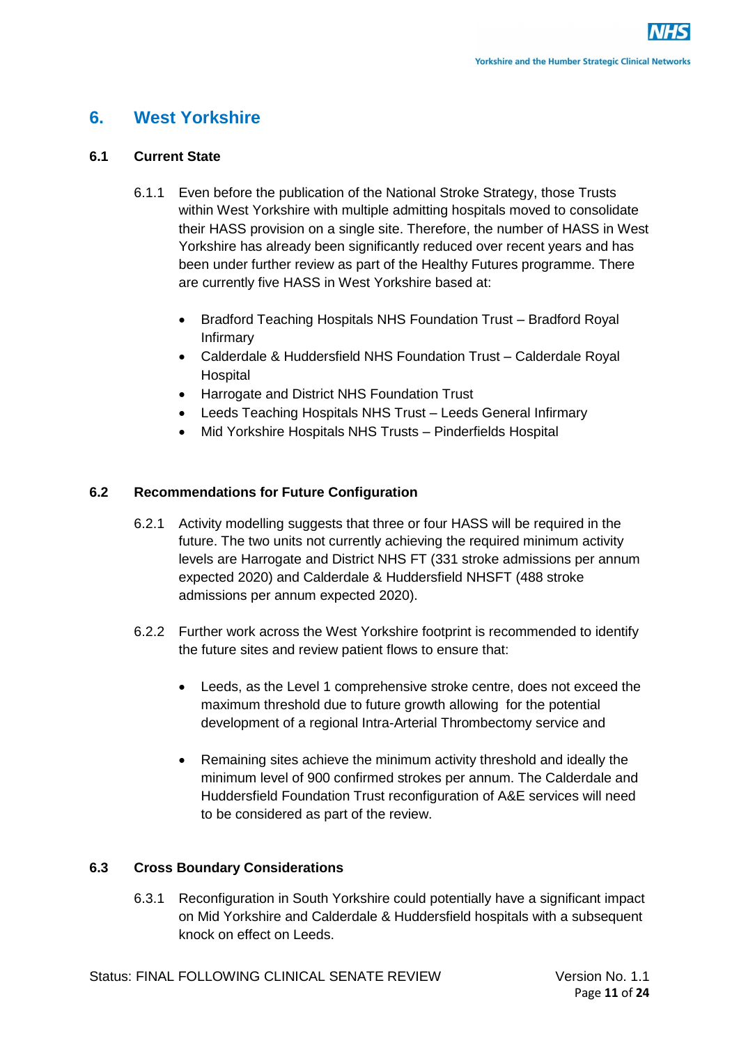# 6. West Yorkshire

## 6.1 Current State

6.1.1 Even before the publication of the National Stroke Strategy, those Trusts within West Yorkshire with multiple admitting hospitals moved to consolidate their HASS provision on a single site. Therefore, the number of HASS in West Yorkshire has already been significantly reduced over recent years and has been under further review as part of the Healthy Futures programme. There are currently five HASS in West Yorkshire based at:

- Bradford Teaching Hospitals NHS Foundation Trust – Bradford Royal Infirmary
- Calderdale & Huddersfield NHS Foundation Trust – Calderdale Royal Hospital
- Harrogate and District NHS Foundation Trust
- Leeds Teaching Hospitals NHS Trust – Leeds General Infirmary
- Mid Yorkshire Hospitals NHS Trusts – Pinderfields Hospital

## 6.2 Recommendations for Future Configuration

6.2.1 Activity modelling suggests that three or four HASS will be required in the future. The two units not currently achieving the required minimum activity levels are Harrogate and District NHS FT (331 stroke admissions per annum expected 2020) and Calderdale & Huddersfield NHSFT (488 stroke admissions per annum expected 2020).

6.2.2 Further work across the West Yorkshire footprint is recommended to identify the future sites and review patient flows to ensure that:

- Leeds, as the Level 1 comprehensive stroke centre, does not exceed the maximum threshold due to future growth allowing for the potential development of a regional Intra-Arterial Thrombectomy service and

- Remaining sites achieve the minimum activity threshold and ideally the minimum level of 900 confirmed strokes per annum. The Calderdale and Huddersfield Foundation Trust reconfiguration of A&E services will need to be considered as part of the review.

## 6.3 Cross Boundary Considerations

6.3.1 Reconfiguration in South Yorkshire could potentially have a significant impact on Mid Yorkshire and Calderdale & Huddersfield hospitals with a subsequent knock on effect on Leeds.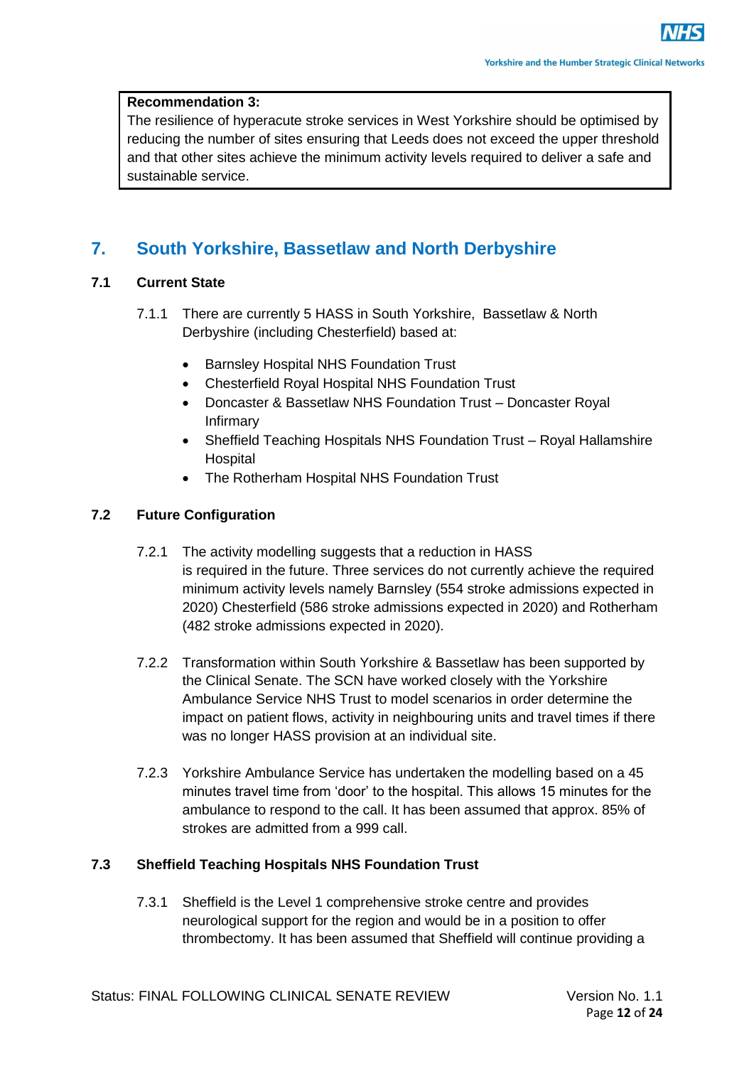**Recommendation 3:**
The resilience of hyperacute stroke services in West Yorkshire should be optimised by reducing the number of sites ensuring that Leeds does not exceed the upper threshold and that other sites achieve the minimum activity levels required to deliver a safe and sustainable service.

## 7. South Yorkshire, Bassetlaw and North Derbyshire

### 7.1 Current State

7.1.1 There are currently 5 HASS in South Yorkshire, Bassetlaw & North Derbyshire (including Chesterfield) based at:

- Barnsley Hospital NHS Foundation Trust
- Chesterfield Royal Hospital NHS Foundation Trust
- Doncaster & Bassetlaw NHS Foundation Trust – Doncaster Royal Infirmary
- Sheffield Teaching Hospitals NHS Foundation Trust – Royal Hallamshire Hospital
- The Rotherham Hospital NHS Foundation Trust

### 7.2 Future Configuration

7.2.1 The activity modelling suggests that a reduction in HASS is required in the future. Three services do not currently achieve the required minimum activity levels namely Barnsley (554 stroke admissions expected in 2020) Chesterfield (586 stroke admissions expected in 2020) and Rotherham (482 stroke admissions expected in 2020).

7.2.2 Transformation within South Yorkshire & Bassetlaw has been supported by the Clinical Senate. The SCN have worked closely with the Yorkshire Ambulance Service NHS Trust to model scenarios in order determine the impact on patient flows, activity in neighbouring units and travel times if there was no longer HASS provision at an individual site.

7.2.3 Yorkshire Ambulance Service has undertaken the modelling based on a 45 minutes travel time from 'door' to the hospital. This allows 15 minutes for the ambulance to respond to the call. It has been assumed that approx. 85% of strokes are admitted from a 999 call.

### 7.3 Sheffield Teaching Hospitals NHS Foundation Trust

7.3.1 Sheffield is the Level 1 comprehensive stroke centre and provides neurological support for the region and would be in a position to offer thrombectomy. It has been assumed that Sheffield will continue providing a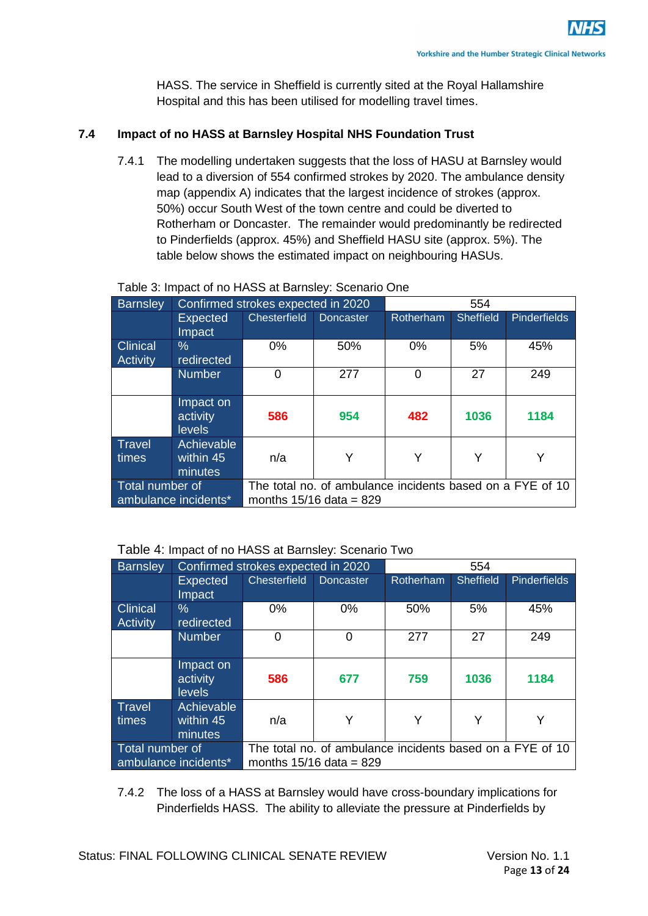HASS. The service in Sheffield is currently sited at the Royal Hallamshire Hospital and this has been utilised for modelling travel times.

### 7.4 Impact of no HASS at Barnsley Hospital NHS Foundation Trust

7.4.1 The modelling undertaken suggests that the loss of HASU at Barnsley would lead to a diversion of 554 confirmed strokes by 2020. The ambulance density map (appendix A) indicates that the largest incidence of strokes (approx. 50%) occur South West of the town centre and could be diverted to Rotherham or Doncaster. The remainder would predominantly be redirected to Pinderfields (approx. 45%) and Sheffield HASU site (approx. 5%). The table below shows the estimated impact on neighbouring HASUs.

Table 3: Impact of no HASS at Barnsley: Scenario One

| Barnsley | Confirmed strokes expected in 2020 | | | 554 | | |
|---|---|---|---|---|---|---|
| | Expected Impact | Chesterfield | Doncaster | Rotherham | Sheffield | Pinderfields |
| Clinical Activity | % redirected | 0% | 50% | 0% | 5% | 45% |
| | Number | 0 | 277 | 0 | 27 | 249 |
| | Impact on activity levels | **586** | **954** | **482** | **1036** | **1184** |
| Travel times | Achievable within 45 minutes | n/a | Y | Y | Y | Y |
| Total number of ambulance incidents* | | The total no. of ambulance incidents based on a FYE of 10 months 15/16 data = 829 | | | | |

Table 4: Impact of no HASS at Barnsley: Scenario Two

| Barnsley | Confirmed strokes expected in 2020 | | | 554 | | |
|---|---|---|---|---|---|---|
| | Expected Impact | Chesterfield | Doncaster | Rotherham | Sheffield | Pinderfields |
| Clinical Activity | % redirected | 0% | 0% | 50% | 5% | 45% |
| | Number | 0 | 0 | 277 | 27 | 249 |
| | Impact on activity levels | **586** | **677** | **759** | **1036** | **1184** |
| Travel times | Achievable within 45 minutes | n/a | Y | Y | Y | Y |
| Total number of ambulance incidents* | | The total no. of ambulance incidents based on a FYE of 10 months 15/16 data = 829 | | | | |

7.4.2 The loss of a HASS at Barnsley would have cross-boundary implications for Pinderfields HASS. The ability to alleviate the pressure at Pinderfields by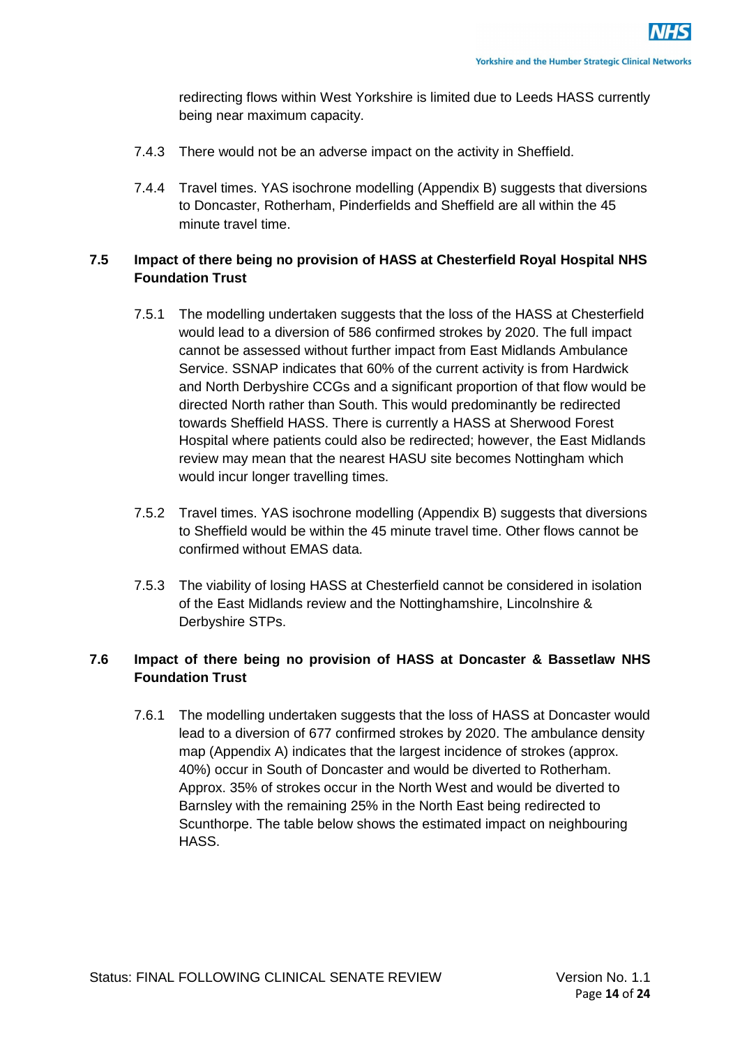redirecting flows within West Yorkshire is limited due to Leeds HASS currently being near maximum capacity.

7.4.3 There would not be an adverse impact on the activity in Sheffield.

7.4.4 Travel times. YAS isochrone modelling (Appendix B) suggests that diversions to Doncaster, Rotherham, Pinderfields and Sheffield are all within the 45 minute travel time.

## 7.5 Impact of there being no provision of HASS at Chesterfield Royal Hospital NHS Foundation Trust

7.5.1 The modelling undertaken suggests that the loss of the HASS at Chesterfield would lead to a diversion of 586 confirmed strokes by 2020. The full impact cannot be assessed without further impact from East Midlands Ambulance Service. SSNAP indicates that 60% of the current activity is from Hardwick and North Derbyshire CCGs and a significant proportion of that flow would be directed North rather than South. This would predominantly be redirected towards Sheffield HASS. There is currently a HASS at Sherwood Forest Hospital where patients could also be redirected; however, the East Midlands review may mean that the nearest HASU site becomes Nottingham which would incur longer travelling times.

7.5.2 Travel times. YAS isochrone modelling (Appendix B) suggests that diversions to Sheffield would be within the 45 minute travel time. Other flows cannot be confirmed without EMAS data.

7.5.3 The viability of losing HASS at Chesterfield cannot be considered in isolation of the East Midlands review and the Nottinghamshire, Lincolnshire & Derbyshire STPs.

## 7.6 Impact of there being no provision of HASS at Doncaster & Bassetlaw NHS Foundation Trust

7.6.1 The modelling undertaken suggests that the loss of HASS at Doncaster would lead to a diversion of 677 confirmed strokes by 2020. The ambulance density map (Appendix A) indicates that the largest incidence of strokes (approx. 40%) occur in South of Doncaster and would be diverted to Rotherham. Approx. 35% of strokes occur in the North West and would be diverted to Barnsley with the remaining 25% in the North East being redirected to Scunthorpe. The table below shows the estimated impact on neighbouring HASS.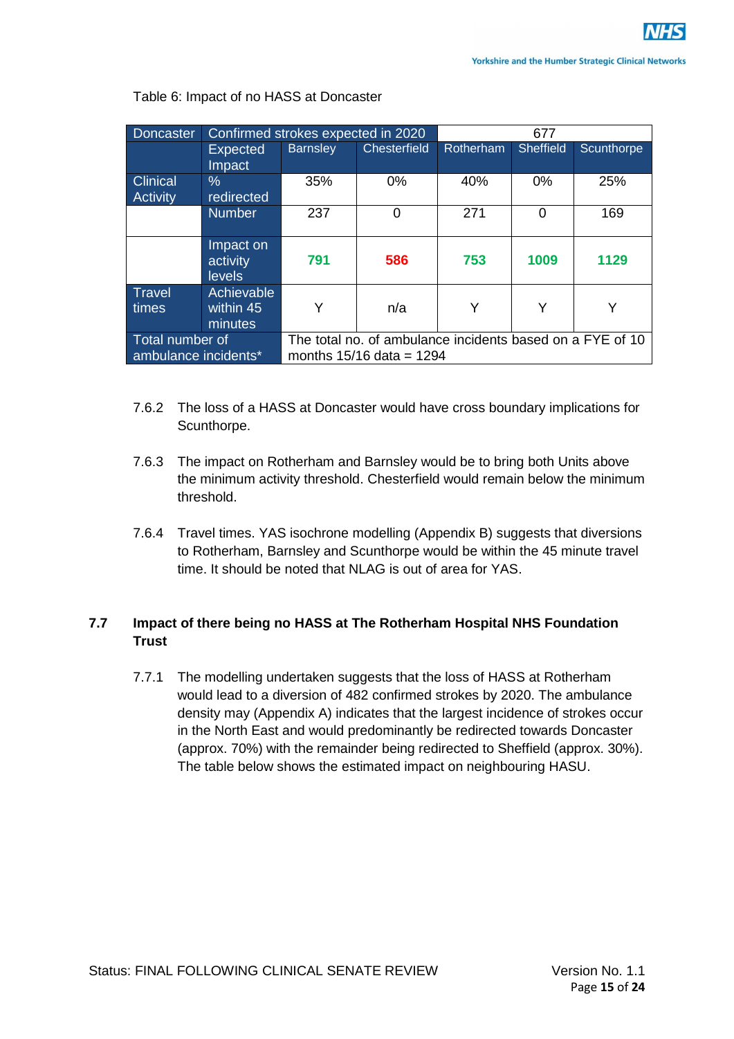Table 6: Impact of no HASS at Doncaster

| Doncaster | Confirmed strokes expected in 2020 | | | 677 | | |
|---|---|---|---|---|---|---|
| | Expected Impact | Barnsley | Chesterfield | Rotherham | Sheffield | Scunthorpe |
| Clinical Activity | % redirected | 35% | 0% | 40% | 0% | 25% |
| | Number | 237 | 0 | 271 | 0 | 169 |
| | Impact on activity levels | **791** | **586** | **753** | **1009** | **1129** |
| Travel times | Achievable within 45 minutes | Y | n/a | Y | Y | Y |
| Total number of ambulance incidents* | | The total no. of ambulance incidents based on a FYE of 10 months 15/16 data = 1294 | | | | |

7.6.2 The loss of a HASS at Doncaster would have cross boundary implications for Scunthorpe.

7.6.3 The impact on Rotherham and Barnsley would be to bring both Units above the minimum activity threshold. Chesterfield would remain below the minimum threshold.

7.6.4 Travel times. YAS isochrone modelling (Appendix B) suggests that diversions to Rotherham, Barnsley and Scunthorpe would be within the 45 minute travel time. It should be noted that NLAG is out of area for YAS.

## 7.7 Impact of there being no HASS at The Rotherham Hospital NHS Foundation Trust

7.7.1 The modelling undertaken suggests that the loss of HASS at Rotherham would lead to a diversion of 482 confirmed strokes by 2020. The ambulance density may (Appendix A) indicates that the largest incidence of strokes occur in the North East and would predominantly be redirected towards Doncaster (approx. 70%) with the remainder being redirected to Sheffield (approx. 30%). The table below shows the estimated impact on neighbouring HASU.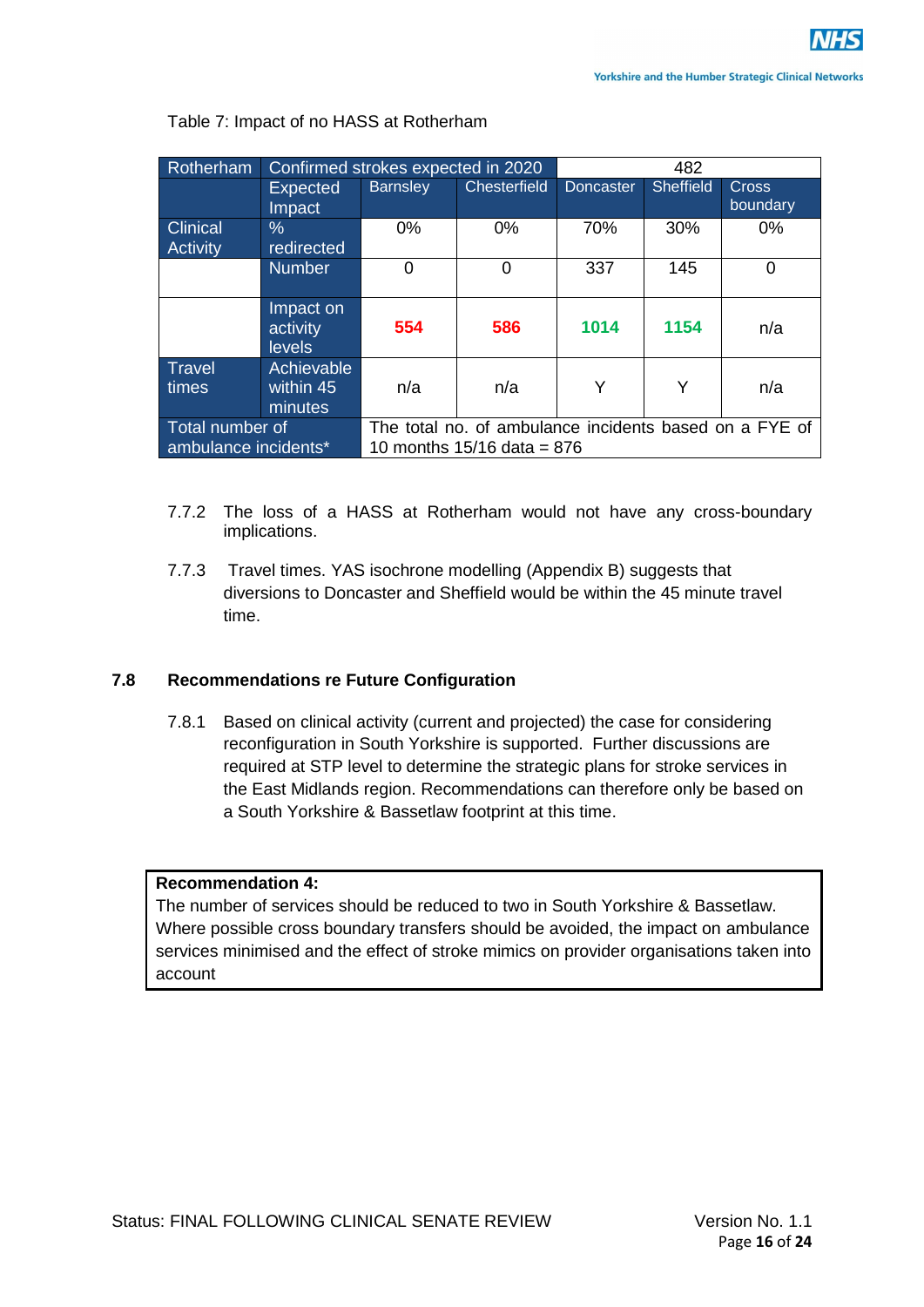Table 7: Impact of no HASS at Rotherham

| Rotherham | Confirmed strokes expected in 2020 | | | 482 | | |
|---|---|---|---|---|---|---|
| | Expected Impact | Barnsley | Chesterfield | Doncaster | Sheffield | Cross boundary |
| Clinical Activity | % redirected | 0% | 0% | 70% | 30% | 0% |
| | Number | 0 | 0 | 337 | 145 | 0 |
| | Impact on activity levels | 554 | 586 | 1014 | 1154 | n/a |
| Travel times | Achievable within 45 minutes | n/a | n/a | Y | Y | n/a |
| Total number of ambulance incidents* | | The total no. of ambulance incidents based on a FYE of 10 months 15/16 data = 876 | | | | |

7.7.2 The loss of a HASS at Rotherham would not have any cross-boundary implications.

7.7.3 Travel times. YAS isochrone modelling (Appendix B) suggests that diversions to Doncaster and Sheffield would be within the 45 minute travel time.

### 7.8 Recommendations re Future Configuration

7.8.1 Based on clinical activity (current and projected) the case for considering reconfiguration in South Yorkshire is supported. Further discussions are required at STP level to determine the strategic plans for stroke services in the East Midlands region. Recommendations can therefore only be based on a South Yorkshire & Bassetlaw footprint at this time.

**Recommendation 4:**
The number of services should be reduced to two in South Yorkshire & Bassetlaw. Where possible cross boundary transfers should be avoided, the impact on ambulance services minimised and the effect of stroke mimics on provider organisations taken into account

Status: FINAL FOLLOWING CLINICAL SENATE REVIEW Version No. 1.1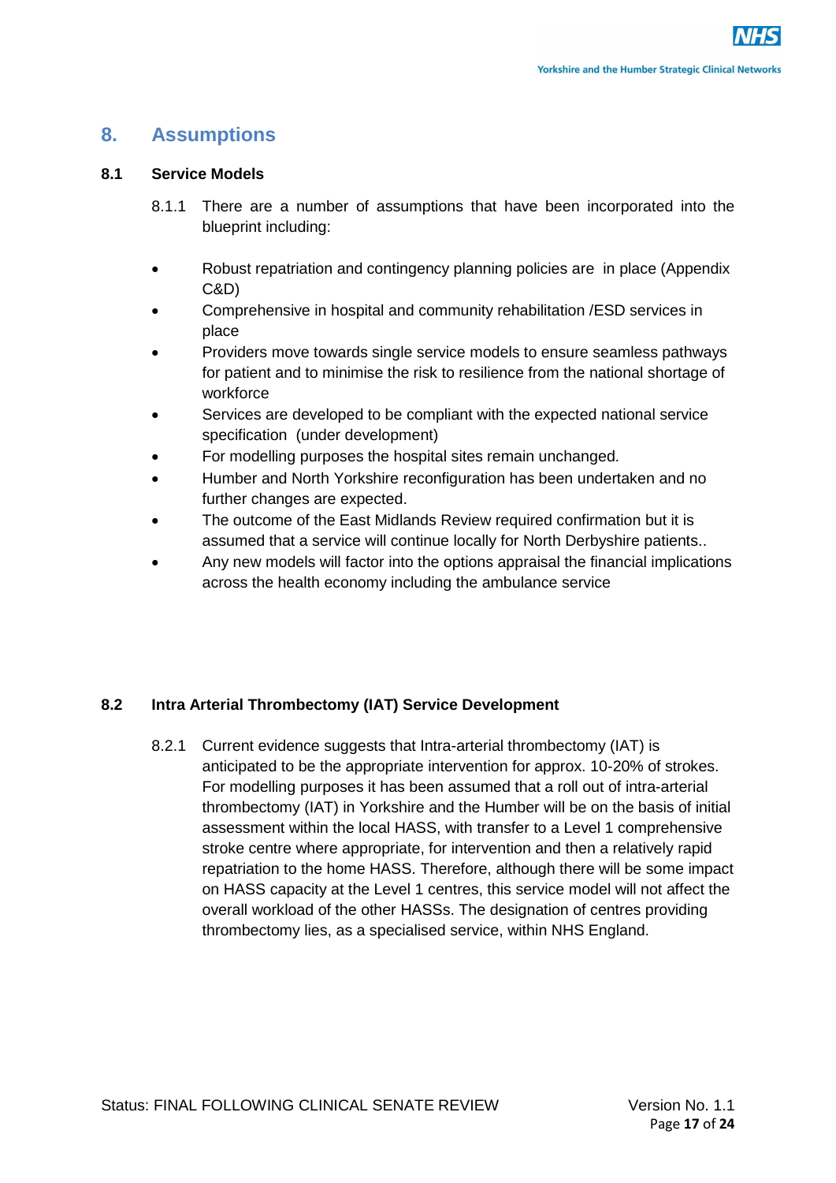## 8. Assumptions

### 8.1 Service Models

8.1.1 There are a number of assumptions that have been incorporated into the blueprint including:

- Robust repatriation and contingency planning policies are in place (Appendix C&D)
- Comprehensive in hospital and community rehabilitation /ESD services in place
- Providers move towards single service models to ensure seamless pathways for patient and to minimise the risk to resilience from the national shortage of workforce
- Services are developed to be compliant with the expected national service specification (under development)
- For modelling purposes the hospital sites remain unchanged.
- Humber and North Yorkshire reconfiguration has been undertaken and no further changes are expected.
- The outcome of the East Midlands Review required confirmation but it is assumed that a service will continue locally for North Derbyshire patients..
- Any new models will factor into the options appraisal the financial implications across the health economy including the ambulance service

### 8.2 Intra Arterial Thrombectomy (IAT) Service Development

8.2.1 Current evidence suggests that Intra-arterial thrombectomy (IAT) is anticipated to be the appropriate intervention for approx. 10-20% of strokes. For modelling purposes it has been assumed that a roll out of intra-arterial thrombectomy (IAT) in Yorkshire and the Humber will be on the basis of initial assessment within the local HASS, with transfer to a Level 1 comprehensive stroke centre where appropriate, for intervention and then a relatively rapid repatriation to the home HASS. Therefore, although there will be some impact on HASS capacity at the Level 1 centres, this service model will not affect the overall workload of the other HASSs. The designation of centres providing thrombectomy lies, as a specialised service, within NHS England.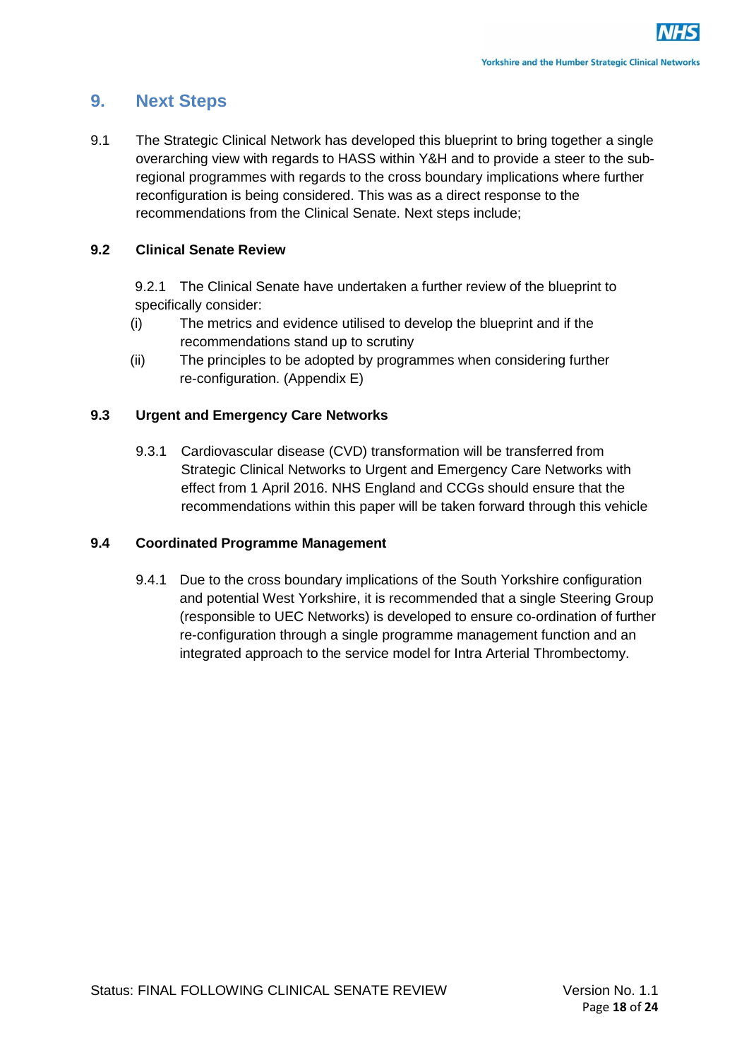## 9. Next Steps

9.1 The Strategic Clinical Network has developed this blueprint to bring together a single overarching view with regards to HASS within Y&H and to provide a steer to the sub-regional programmes with regards to the cross boundary implications where further reconfiguration is being considered. This was as a direct response to the recommendations from the Clinical Senate. Next steps include;

### 9.2 Clinical Senate Review

9.2.1 The Clinical Senate have undertaken a further review of the blueprint to specifically consider:

(i) The metrics and evidence utilised to develop the blueprint and if the recommendations stand up to scrutiny

(ii) The principles to be adopted by programmes when considering further re-configuration. (Appendix E)

### 9.3 Urgent and Emergency Care Networks

9.3.1 Cardiovascular disease (CVD) transformation will be transferred from Strategic Clinical Networks to Urgent and Emergency Care Networks with effect from 1 April 2016. NHS England and CCGs should ensure that the recommendations within this paper will be taken forward through this vehicle

### 9.4 Coordinated Programme Management

9.4.1 Due to the cross boundary implications of the South Yorkshire configuration and potential West Yorkshire, it is recommended that a single Steering Group (responsible to UEC Networks) is developed to ensure co-ordination of further re-configuration through a single programme management function and an integrated approach to the service model for Intra Arterial Thrombectomy.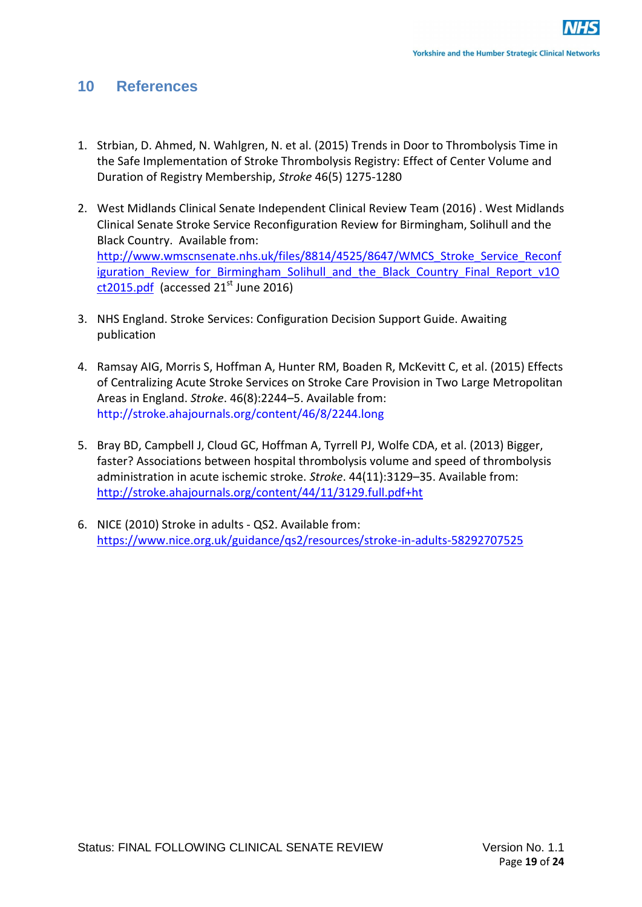# 10 References

1. Strbian, D. Ahmed, N. Wahlgren, N. et al. (2015) Trends in Door to Thrombolysis Time in the Safe Implementation of Stroke Thrombolysis Registry: Effect of Center Volume and Duration of Registry Membership, *Stroke* 46(5) 1275-1280

2. West Midlands Clinical Senate Independent Clinical Review Team (2016) . West Midlands Clinical Senate Stroke Service Reconfiguration Review for Birmingham, Solihull and the Black Country. Available from: http://www.wmscnsenate.nhs.uk/files/8814/4525/8647/WMCS_Stroke_Service_Reconfiguration_Review_for_Birmingham_Solihull_and_the_Black_Country_Final_Report_v1Oct2015.pdf (accessed 21st June 2016)

3. NHS England. Stroke Services: Configuration Decision Support Guide. Awaiting publication

4. Ramsay AIG, Morris S, Hoffman A, Hunter RM, Boaden R, McKevitt C, et al. (2015) Effects of Centralizing Acute Stroke Services on Stroke Care Provision in Two Large Metropolitan Areas in England. *Stroke*. 46(8):2244–5. Available from: http://stroke.ahajournals.org/content/46/8/2244.long

5. Bray BD, Campbell J, Cloud GC, Hoffman A, Tyrrell PJ, Wolfe CDA, et al. (2013) Bigger, faster? Associations between hospital thrombolysis volume and speed of thrombolysis administration in acute ischemic stroke. *Stroke*. 44(11):3129–35. Available from: http://stroke.ahajournals.org/content/44/11/3129.full.pdf+ht

6. NICE (2010) Stroke in adults - QS2. Available from: https://www.nice.org.uk/guidance/qs2/resources/stroke-in-adults-58292707525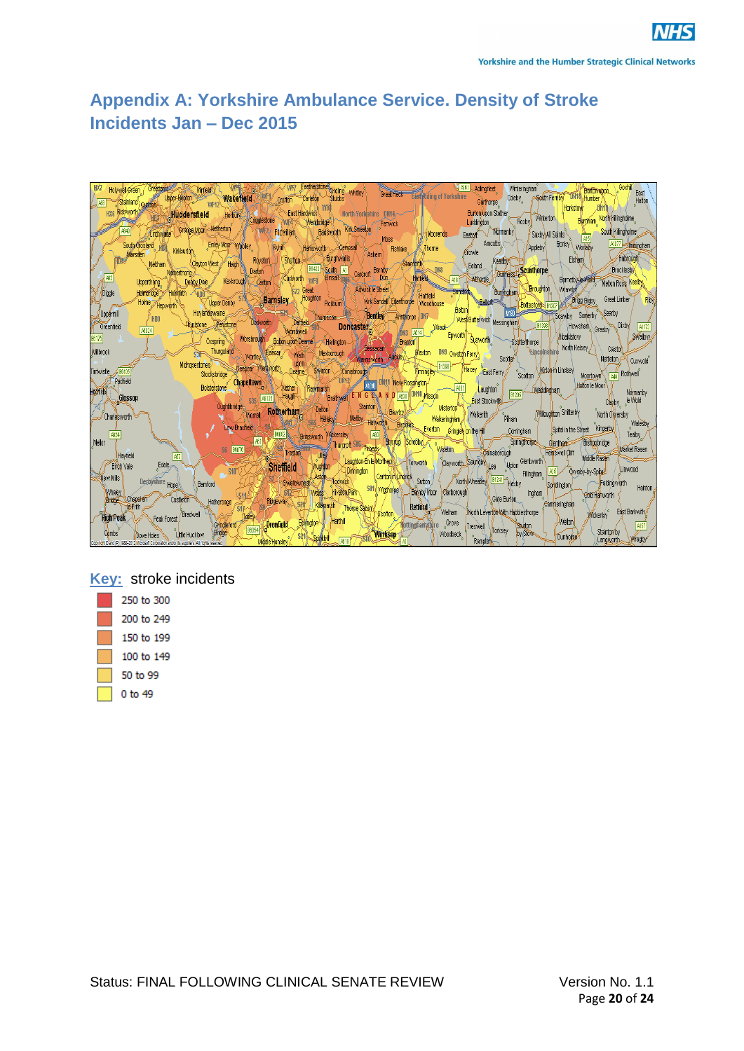## Appendix A: Yorkshire Ambulance Service. Density of Stroke Incidents Jan – Dec 2015

**Key:** stroke incidents

- 250 to 300
- 200 to 249
- 150 to 199
- 100 to 149
- 50 to 99
- 0 to 49

Status: FINAL FOLLOWING CLINICAL SENATE REVIEW    Version No. 1.1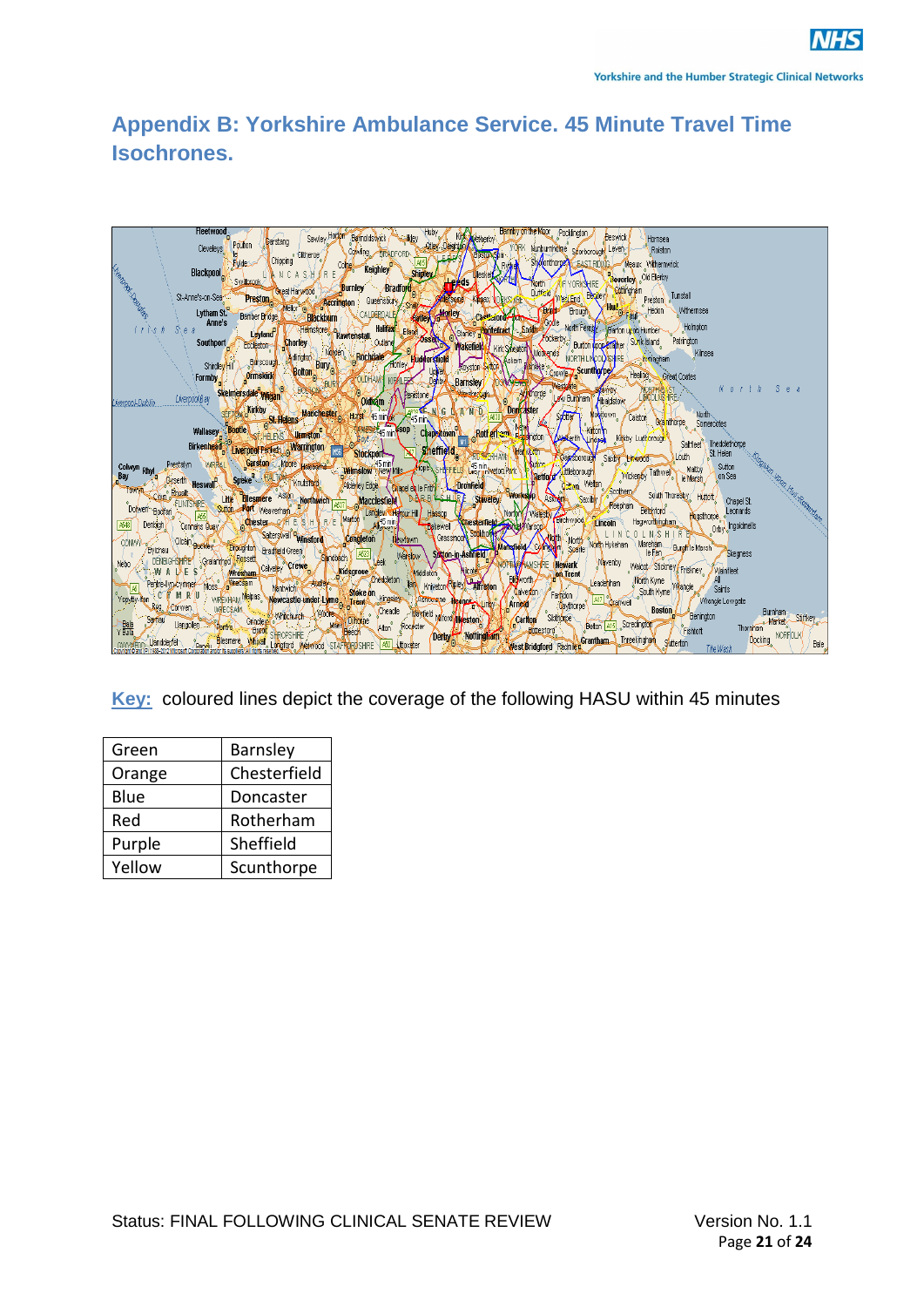# Appendix B: Yorkshire Ambulance Service. 45 Minute Travel Time Isochrones.

**Key:** coloured lines depict the coverage of the following HASU within 45 minutes

| | |
|---|---|
| Green | Barnsley |
| Orange | Chesterfield |
| Blue | Doncaster |
| Red | Rotherham |
| Purple | Sheffield |
| Yellow | Scunthorpe |

Status: FINAL FOLLOWING CLINICAL SENATE REVIEW

Version No. 1.1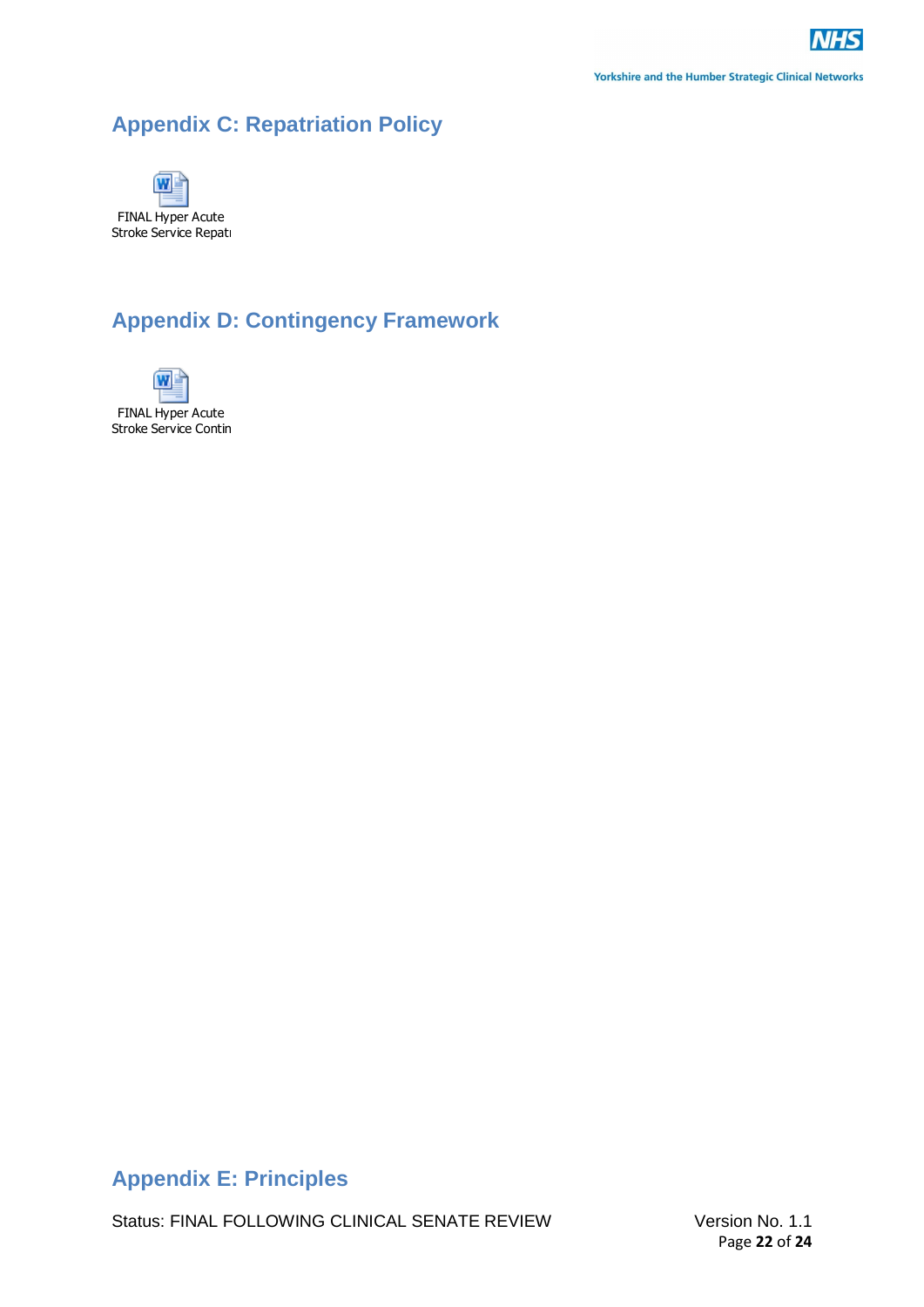## Appendix C: Repatriation Policy

FINAL Hyper Acute Stroke Service Repatı

## Appendix D: Contingency Framework

FINAL Hyper Acute Stroke Service Contin

## Appendix E: Principles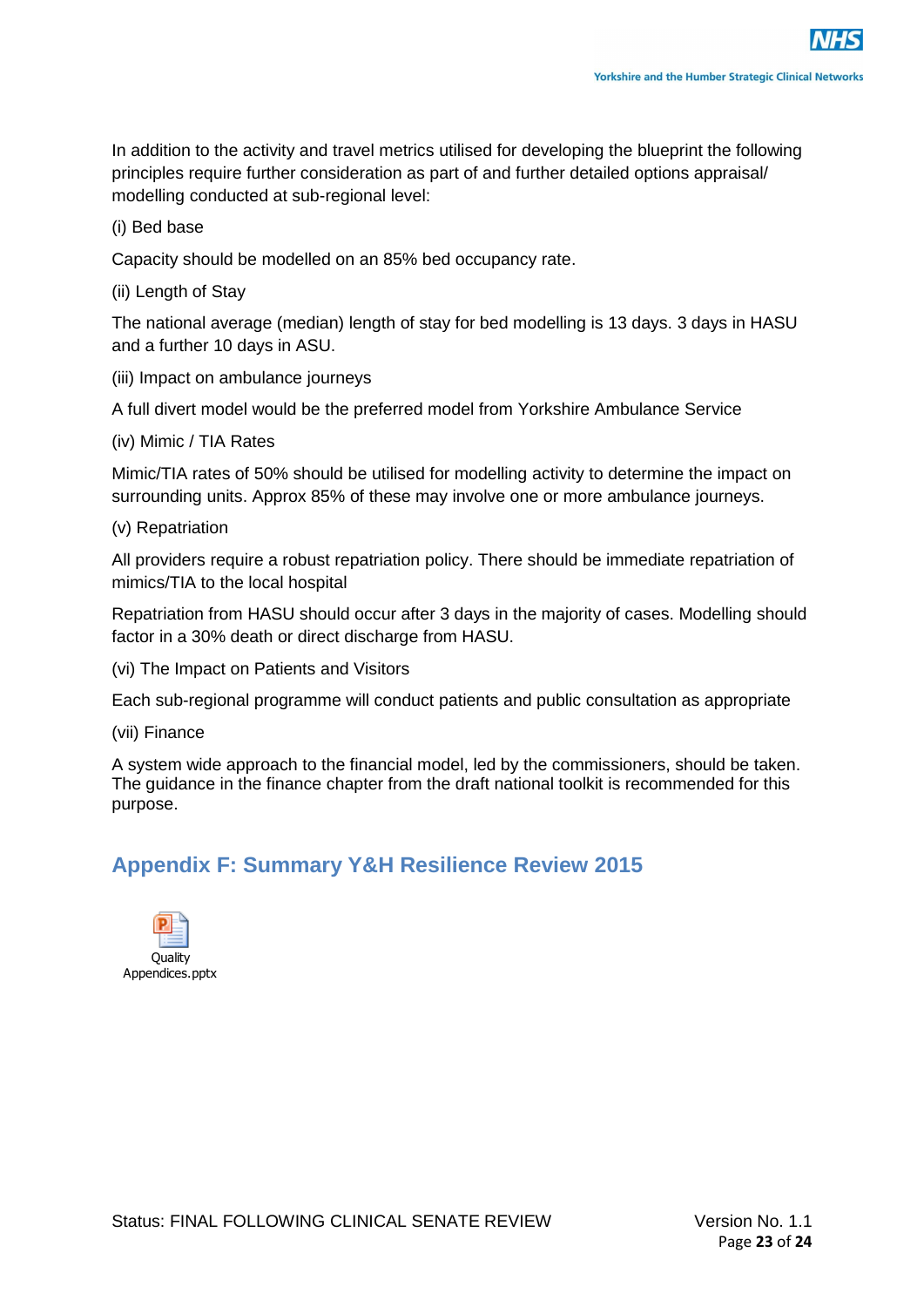In addition to the activity and travel metrics utilised for developing the blueprint the following principles require further consideration as part of and further detailed options appraisal/ modelling conducted at sub-regional level:

(i) Bed base

Capacity should be modelled on an 85% bed occupancy rate.

(ii) Length of Stay

The national average (median) length of stay for bed modelling is 13 days. 3 days in HASU and a further 10 days in ASU.

(iii) Impact on ambulance journeys

A full divert model would be the preferred model from Yorkshire Ambulance Service

(iv) Mimic / TIA Rates

Mimic/TIA rates of 50% should be utilised for modelling activity to determine the impact on surrounding units. Approx 85% of these may involve one or more ambulance journeys.

(v) Repatriation

All providers require a robust repatriation policy. There should be immediate repatriation of mimics/TIA to the local hospital

Repatriation from HASU should occur after 3 days in the majority of cases. Modelling should factor in a 30% death or direct discharge from HASU.

(vi) The Impact on Patients and Visitors

Each sub-regional programme will conduct patients and public consultation as appropriate

(vii) Finance

A system wide approach to the financial model, led by the commissioners, should be taken. The guidance in the finance chapter from the draft national toolkit is recommended for this purpose.

## Appendix F: Summary Y&H Resilience Review 2015

Quality Appendices.pptx

Status: FINAL FOLLOWING CLINICAL SENATE REVIEW

Version No. 1.1